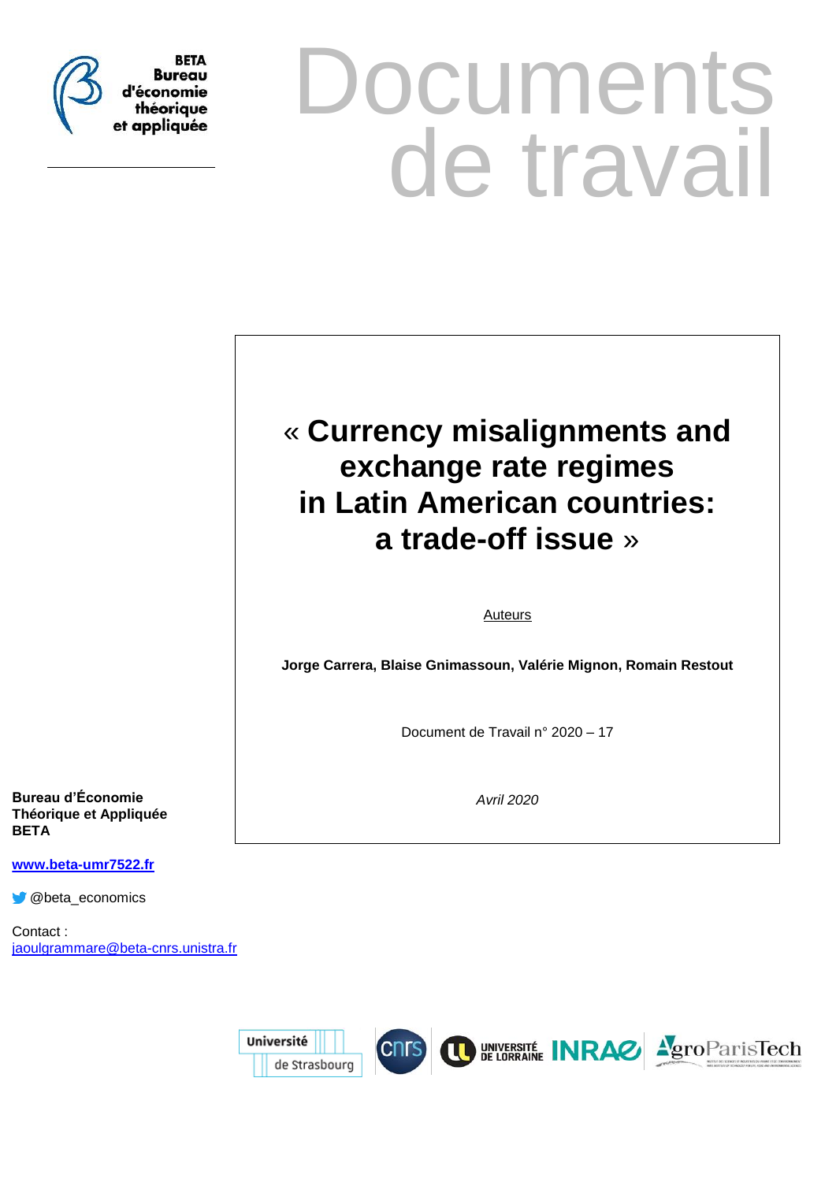BETA
Bureau
d'économie
théorique
et appliquée

# Documents de travail

# « Currency misalignments and exchange rate regimes in Latin American countries: a trade-off issue »

Auteurs

**Jorge Carrera, Blaise Gnimassoun, Valérie Mignon, Romain Restout**

Document de Travail n° 2020 – 17

*Avril 2020*

**Bureau d'Économie Théorique et Appliquée BETA**

**www.beta-umr7522.fr**

@beta_economics

Contact :
jaoulgrammare@beta-cnrs.unistra.fr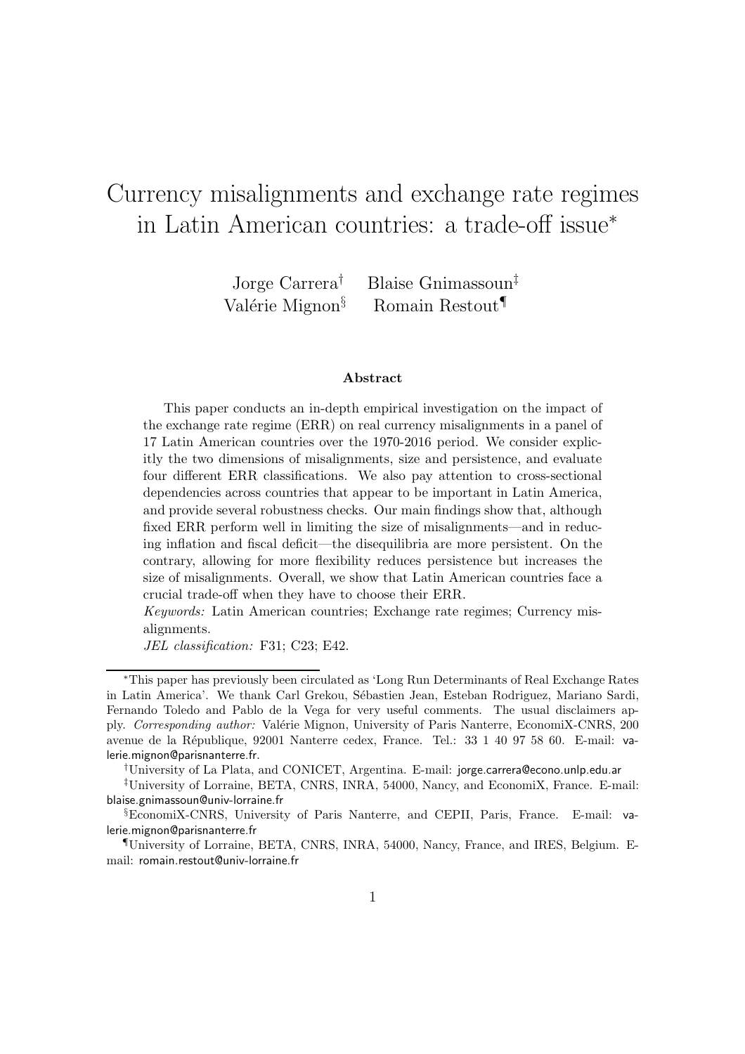# Currency misalignments and exchange rate regimes in Latin American countries: a trade-off issue*

Jorge Carrera† Blaise Gnimassoun‡
Valérie Mignon§ Romain Restout¶

### Abstract

This paper conducts an in-depth empirical investigation on the impact of the exchange rate regime (ERR) on real currency misalignments in a panel of 17 Latin American countries over the 1970-2016 period. We consider explicitly the two dimensions of misalignments, size and persistence, and evaluate four different ERR classifications. We also pay attention to cross-sectional dependencies across countries that appear to be important in Latin America, and provide several robustness checks. Our main findings show that, although fixed ERR perform well in limiting the size of misalignments—and in reducing inflation and fiscal deficit—the disequilibria are more persistent. On the contrary, allowing for more flexibility reduces persistence but increases the size of misalignments. Overall, we show that Latin American countries face a crucial trade-off when they have to choose their ERR.

*Keywords:* Latin American countries; Exchange rate regimes; Currency misalignments.

*JEL classification:* F31; C23; E42.

---

*This paper has previously been circulated as 'Long Run Determinants of Real Exchange Rates in Latin America'. We thank Carl Grekou, Sébastien Jean, Esteban Rodriguez, Mariano Sardi, Fernando Toledo and Pablo de la Vega for very useful comments. The usual disclaimers apply. *Corresponding author:* Valérie Mignon, University of Paris Nanterre, EconomiX-CNRS, 200 avenue de la République, 92001 Nanterre cedex, France. Tel.: 33 1 40 97 58 60. E-mail: valerie.mignon@parisnanterre.fr.

†University of La Plata, and CONICET, Argentina. E-mail: jorge.carrera@econo.unlp.edu.ar

‡University of Lorraine, BETA, CNRS, INRA, 54000, Nancy, and EconomiX, France. E-mail: blaise.gnimassoun@univ-lorraine.fr

§EconomiX-CNRS, University of Paris Nanterre, and CEPII, Paris, France. E-mail: valerie.mignon@parisnanterre.fr

¶University of Lorraine, BETA, CNRS, INRA, 54000, Nancy, France, and IRES, Belgium. E-mail: romain.restout@univ-lorraine.fr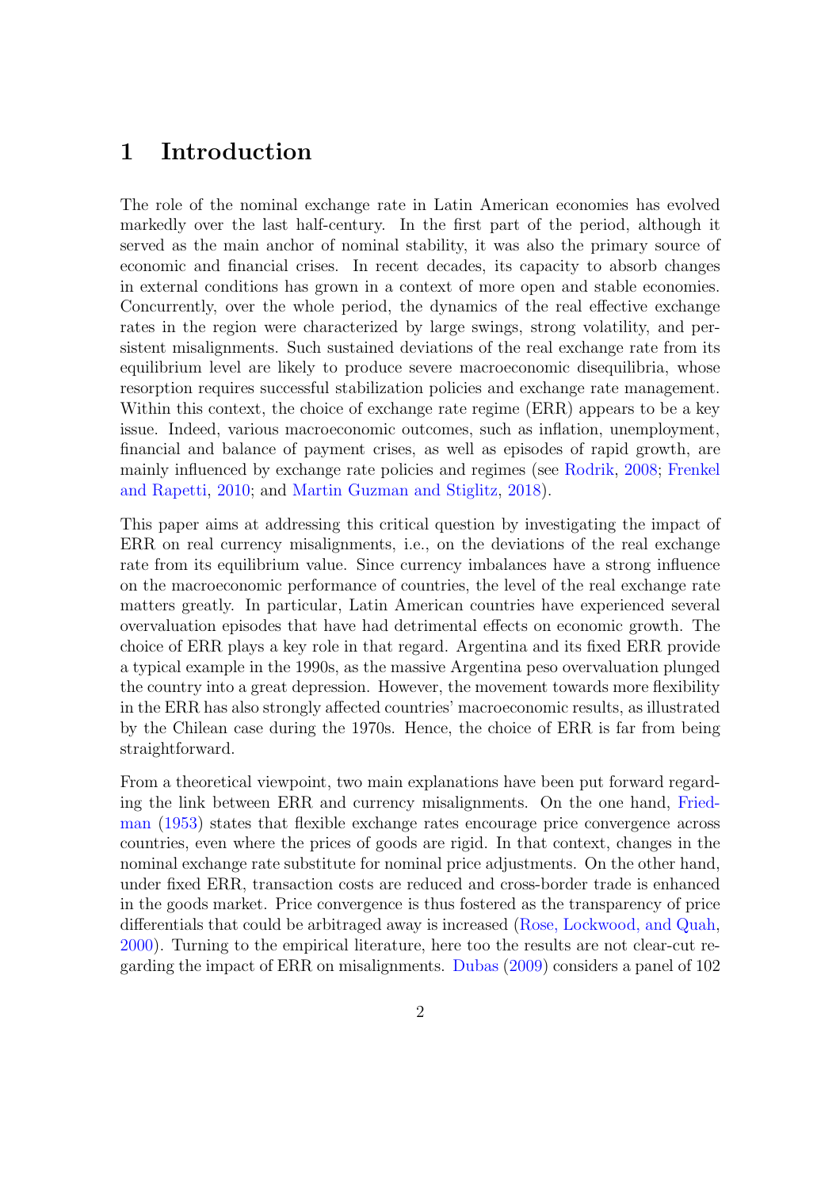# 1 Introduction

The role of the nominal exchange rate in Latin American economies has evolved markedly over the last half-century. In the first part of the period, although it served as the main anchor of nominal stability, it was also the primary source of economic and financial crises. In recent decades, its capacity to absorb changes in external conditions has grown in a context of more open and stable economies. Concurrently, over the whole period, the dynamics of the real effective exchange rates in the region were characterized by large swings, strong volatility, and persistent misalignments. Such sustained deviations of the real exchange rate from its equilibrium level are likely to produce severe macroeconomic disequilibria, whose resorption requires successful stabilization policies and exchange rate management. Within this context, the choice of exchange rate regime (ERR) appears to be a key issue. Indeed, various macroeconomic outcomes, such as inflation, unemployment, financial and balance of payment crises, as well as episodes of rapid growth, are mainly influenced by exchange rate policies and regimes (see Rodrik, 2008; Frenkel and Rapetti, 2010; and Martin Guzman and Stiglitz, 2018).

This paper aims at addressing this critical question by investigating the impact of ERR on real currency misalignments, i.e., on the deviations of the real exchange rate from its equilibrium value. Since currency imbalances have a strong influence on the macroeconomic performance of countries, the level of the real exchange rate matters greatly. In particular, Latin American countries have experienced several overvaluation episodes that have had detrimental effects on economic growth. The choice of ERR plays a key role in that regard. Argentina and its fixed ERR provide a typical example in the 1990s, as the massive Argentina peso overvaluation plunged the country into a great depression. However, the movement towards more flexibility in the ERR has also strongly affected countries' macroeconomic results, as illustrated by the Chilean case during the 1970s. Hence, the choice of ERR is far from being straightforward.

From a theoretical viewpoint, two main explanations have been put forward regarding the link between ERR and currency misalignments. On the one hand, Friedman (1953) states that flexible exchange rates encourage price convergence across countries, even where the prices of goods are rigid. In that context, changes in the nominal exchange rate substitute for nominal price adjustments. On the other hand, under fixed ERR, transaction costs are reduced and cross-border trade is enhanced in the goods market. Price convergence is thus fostered as the transparency of price differentials that could be arbitraged away is increased (Rose, Lockwood, and Quah, 2000). Turning to the empirical literature, here too the results are not clear-cut regarding the impact of ERR on misalignments. Dubas (2009) considers a panel of 102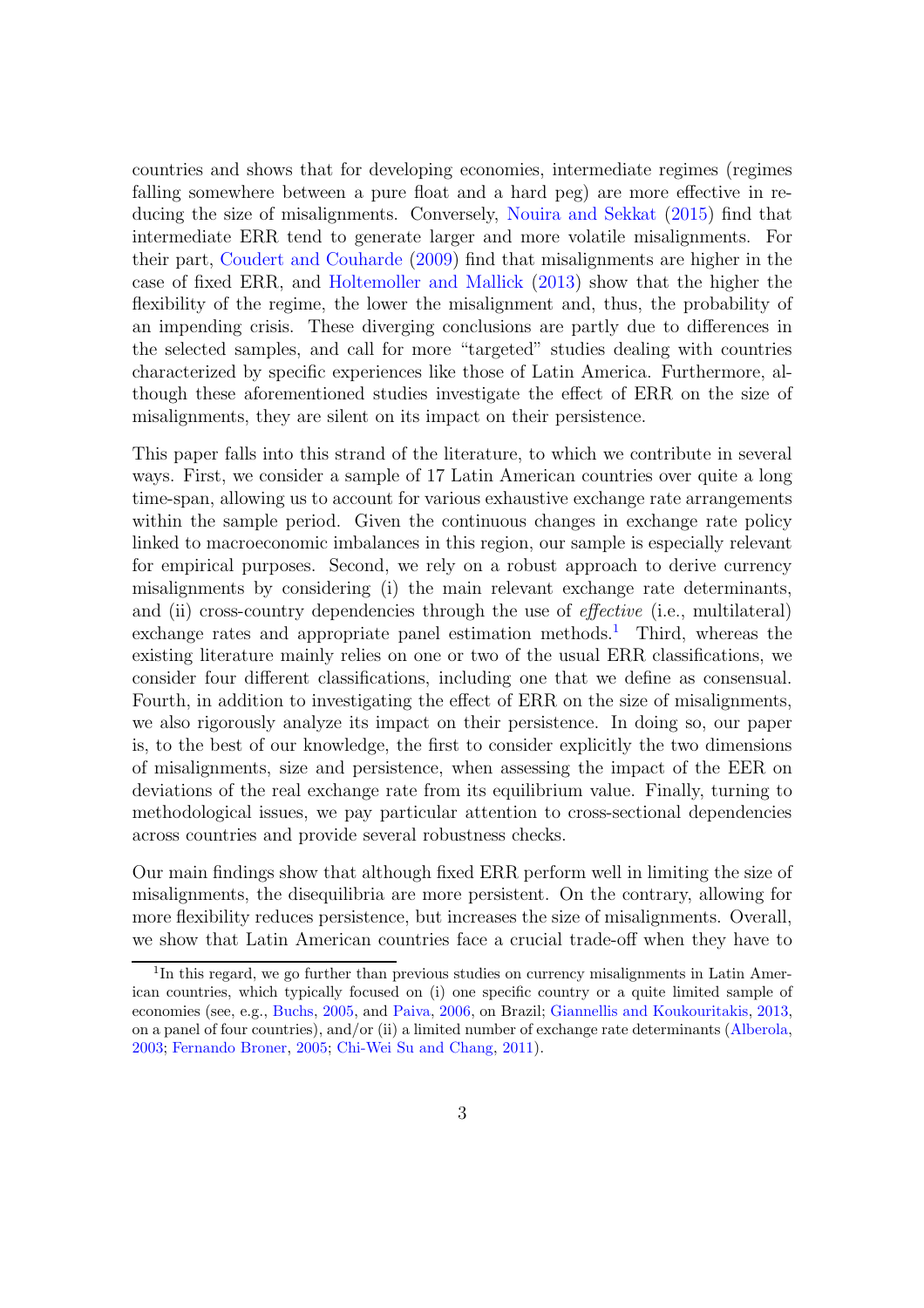countries and shows that for developing economies, intermediate regimes (regimes falling somewhere between a pure float and a hard peg) are more effective in reducing the size of misalignments. Conversely, Nouira and Sekkat (2015) find that intermediate ERR tend to generate larger and more volatile misalignments. For their part, Coudert and Couharde (2009) find that misalignments are higher in the case of fixed ERR, and Holtemoller and Mallick (2013) show that the higher the flexibility of the regime, the lower the misalignment and, thus, the probability of an impending crisis. These diverging conclusions are partly due to differences in the selected samples, and call for more "targeted" studies dealing with countries characterized by specific experiences like those of Latin America. Furthermore, although these aforementioned studies investigate the effect of ERR on the size of misalignments, they are silent on its impact on their persistence.

This paper falls into this strand of the literature, to which we contribute in several ways. First, we consider a sample of 17 Latin American countries over quite a long time-span, allowing us to account for various exhaustive exchange rate arrangements within the sample period. Given the continuous changes in exchange rate policy linked to macroeconomic imbalances in this region, our sample is especially relevant for empirical purposes. Second, we rely on a robust approach to derive currency misalignments by considering (i) the main relevant exchange rate determinants, and (ii) cross-country dependencies through the use of *effective* (i.e., multilateral) exchange rates and appropriate panel estimation methods.[1] Third, whereas the existing literature mainly relies on one or two of the usual ERR classifications, we consider four different classifications, including one that we define as consensual. Fourth, in addition to investigating the effect of ERR on the size of misalignments, we also rigorously analyze its impact on their persistence. In doing so, our paper is, to the best of our knowledge, the first to consider explicitly the two dimensions of misalignments, size and persistence, when assessing the impact of the EER on deviations of the real exchange rate from its equilibrium value. Finally, turning to methodological issues, we pay particular attention to cross-sectional dependencies across countries and provide several robustness checks.

Our main findings show that although fixed ERR perform well in limiting the size of misalignments, the disequilibria are more persistent. On the contrary, allowing for more flexibility reduces persistence, but increases the size of misalignments. Overall, we show that Latin American countries face a crucial trade-off when they have to

[1] In this regard, we go further than previous studies on currency misalignments in Latin American countries, which typically focused on (i) one specific country or a quite limited sample of economies (see, e.g., Buchs, 2005, and Paiva, 2006, on Brazil; Giannellis and Koukouritakis, 2013, on a panel of four countries), and/or (ii) a limited number of exchange rate determinants (Alberola, 2003; Fernando Broner, 2005; Chi-Wei Su and Chang, 2011).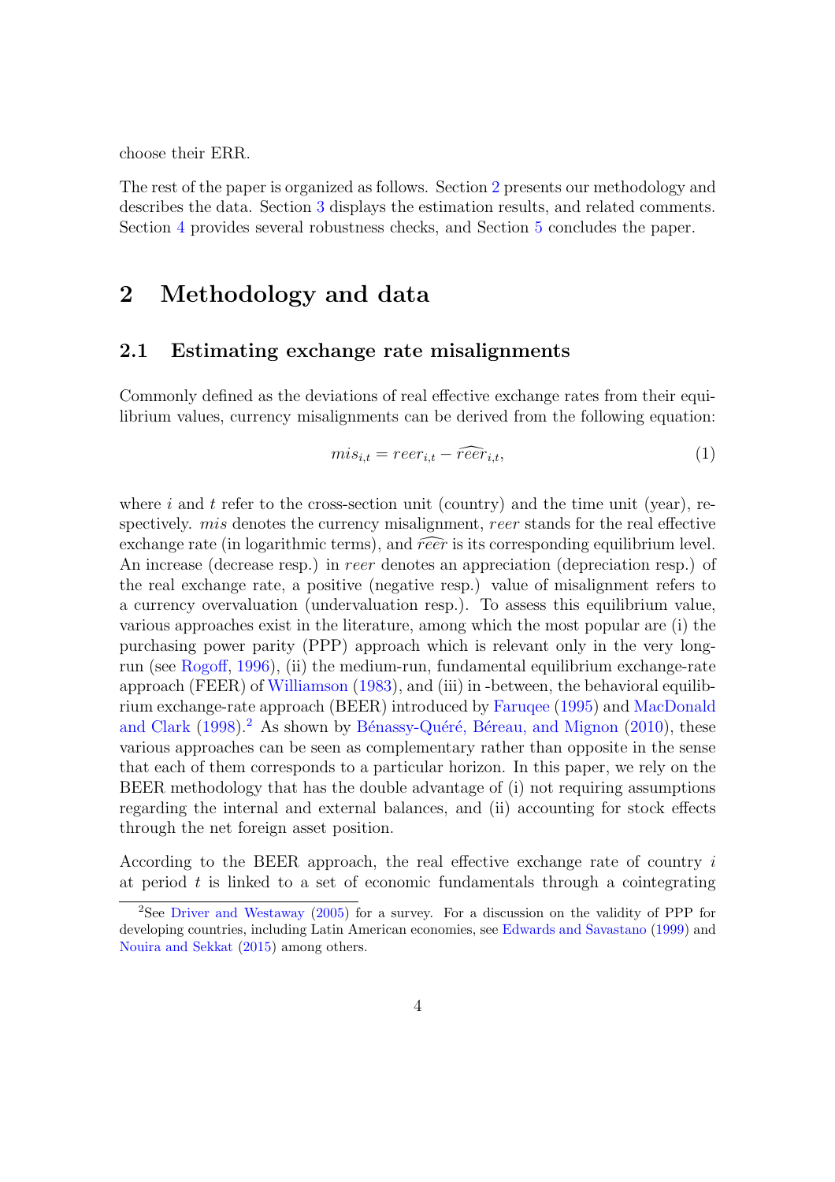choose their ERR.

The rest of the paper is organized as follows. Section 2 presents our methodology and describes the data. Section 3 displays the estimation results, and related comments. Section 4 provides several robustness checks, and Section 5 concludes the paper.

# 2 Methodology and data

## 2.1 Estimating exchange rate misalignments

Commonly defined as the deviations of real effective exchange rates from their equilibrium values, currency misalignments can be derived from the following equation:

$$mis_{i,t} = reer_{i,t} - \widehat{reer}_{i,t}, \tag{1}$$

where $i$ and $t$ refer to the cross-section unit (country) and the time unit (year), respectively. $mis$ denotes the currency misalignment, $reer$ stands for the real effective exchange rate (in logarithmic terms), and $\widehat{reer}$ is its corresponding equilibrium level. An increase (decrease resp.) in $reer$ denotes an appreciation (depreciation resp.) of the real exchange rate, a positive (negative resp.) value of misalignment refers to a currency overvaluation (undervaluation resp.). To assess this equilibrium value, various approaches exist in the literature, among which the most popular are (i) the purchasing power parity (PPP) approach which is relevant only in the very long-run (see Rogoff, 1996), (ii) the medium-run, fundamental equilibrium exchange-rate approach (FEER) of Williamson (1983), and (iii) in -between, the behavioral equilibrium exchange-rate approach (BEER) introduced by Faruqee (1995) and MacDonald and Clark (1998).[2] As shown by Bénassy-Quéré, Béreau, and Mignon (2010), these various approaches can be seen as complementary rather than opposite in the sense that each of them corresponds to a particular horizon. In this paper, we rely on the BEER methodology that has the double advantage of (i) not requiring assumptions regarding the internal and external balances, and (ii) accounting for stock effects through the net foreign asset position.

According to the BEER approach, the real effective exchange rate of country $i$ at period $t$ is linked to a set of economic fundamentals through a cointegrating

[2]See Driver and Westaway (2005) for a survey. For a discussion on the validity of PPP for developing countries, including Latin American economies, see Edwards and Savastano (1999) and Nouira and Sekkat (2015) among others.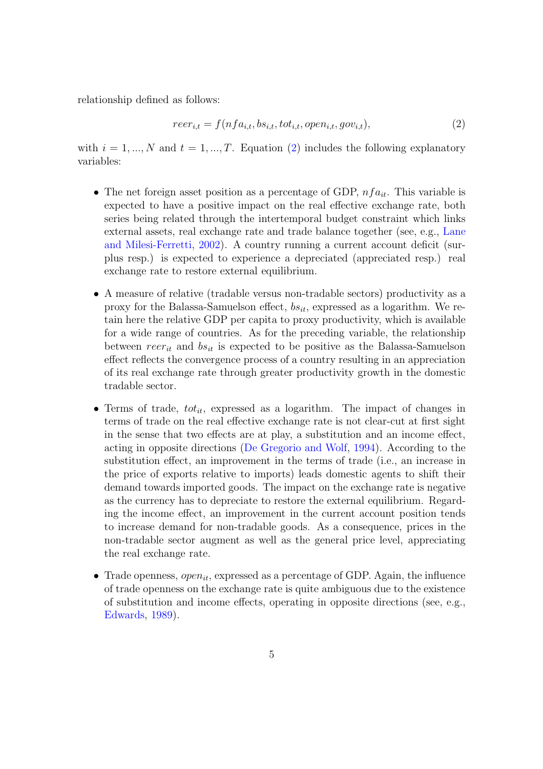relationship defined as follows:

$$reer_{i,t} = f(nfa_{i,t}, bs_{i,t}, tot_{i,t}, open_{i,t}, gov_{i,t}), \tag{2}$$

with $i = 1, ..., N$ and $t = 1, ..., T$. Equation (2) includes the following explanatory variables:

- The net foreign asset position as a percentage of GDP, $nfa_{it}$. This variable is expected to have a positive impact on the real effective exchange rate, both series being related through the intertemporal budget constraint which links external assets, real exchange rate and trade balance together (see, e.g., Lane and Milesi-Ferretti, 2002). A country running a current account deficit (surplus resp.) is expected to experience a depreciated (appreciated resp.) real exchange rate to restore external equilibrium.

- A measure of relative (tradable versus non-tradable sectors) productivity as a proxy for the Balassa-Samuelson effect, $bs_{it}$, expressed as a logarithm. We retain here the relative GDP per capita to proxy productivity, which is available for a wide range of countries. As for the preceding variable, the relationship between $reer_{it}$ and $bs_{it}$ is expected to be positive as the Balassa-Samuelson effect reflects the convergence process of a country resulting in an appreciation of its real exchange rate through greater productivity growth in the domestic tradable sector.

- Terms of trade, $tot_{it}$, expressed as a logarithm. The impact of changes in terms of trade on the real effective exchange rate is not clear-cut at first sight in the sense that two effects are at play, a substitution and an income effect, acting in opposite directions (De Gregorio and Wolf, 1994). According to the substitution effect, an improvement in the terms of trade (i.e., an increase in the price of exports relative to imports) leads domestic agents to shift their demand towards imported goods. The impact on the exchange rate is negative as the currency has to depreciate to restore the external equilibrium. Regarding the income effect, an improvement in the current account position tends to increase demand for non-tradable goods. As a consequence, prices in the non-tradable sector augment as well as the general price level, appreciating the real exchange rate.

- Trade openness, $open_{it}$, expressed as a percentage of GDP. Again, the influence of trade openness on the exchange rate is quite ambiguous due to the existence of substitution and income effects, operating in opposite directions (see, e.g., Edwards, 1989).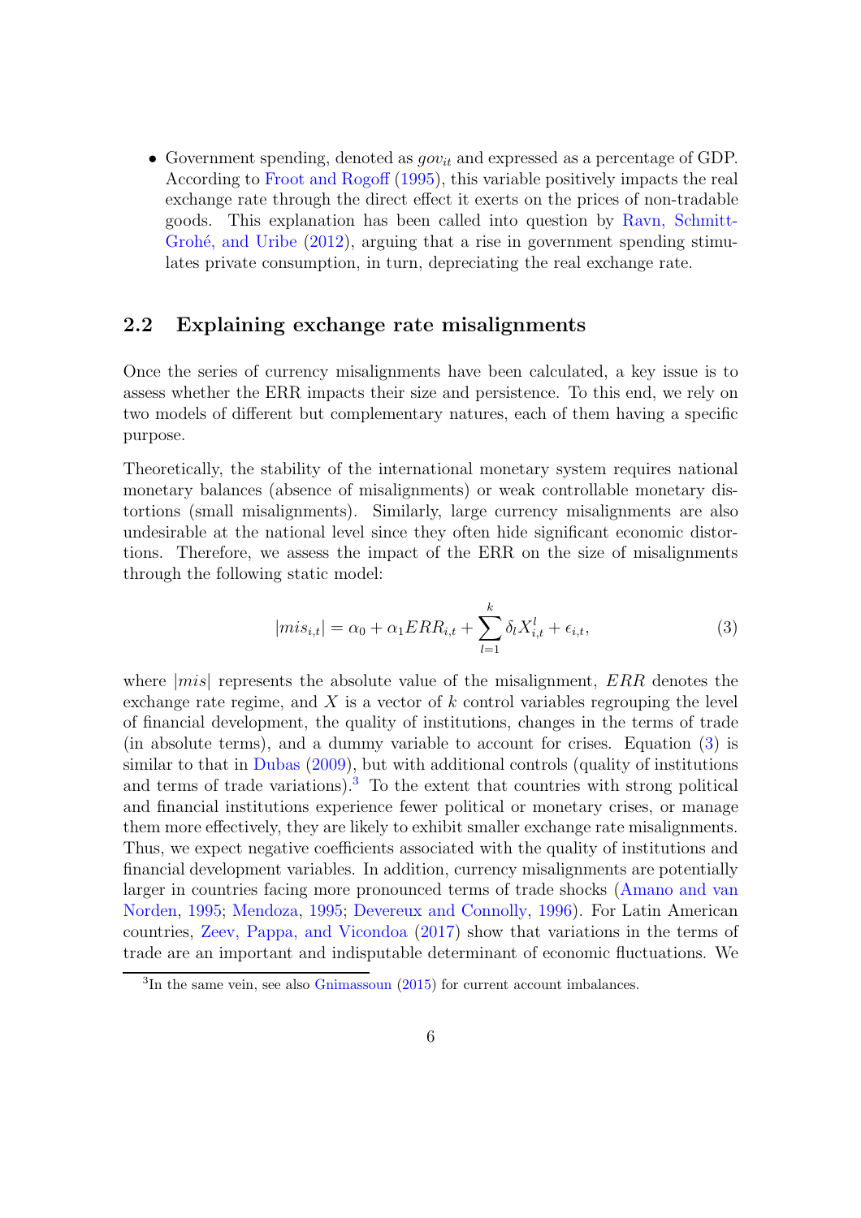- Government spending, denoted as $gov_{it}$ and expressed as a percentage of GDP. According to Froot and Rogoff (1995), this variable positively impacts the real exchange rate through the direct effect it exerts on the prices of non-tradable goods. This explanation has been called into question by Ravn, Schmitt-Grohé, and Uribe (2012), arguing that a rise in government spending stimulates private consumption, in turn, depreciating the real exchange rate.

## 2.2 Explaining exchange rate misalignments

Once the series of currency misalignments have been calculated, a key issue is to assess whether the ERR impacts their size and persistence. To this end, we rely on two models of different but complementary natures, each of them having a specific purpose.

Theoretically, the stability of the international monetary system requires national monetary balances (absence of misalignments) or weak controllable monetary distortions (small misalignments). Similarly, large currency misalignments are also undesirable at the national level since they often hide significant economic distortions. Therefore, we assess the impact of the ERR on the size of misalignments through the following static model:

$$|mis_{i,t}| = \alpha_0 + \alpha_1 ERR_{i,t} + \sum_{l=1}^{k} \delta_l X_{i,t}^{l} + \epsilon_{i,t}, \tag{3}$$

where $|mis|$ represents the absolute value of the misalignment, $ERR$ denotes the exchange rate regime, and $X$ is a vector of $k$ control variables regrouping the level of financial development, the quality of institutions, changes in the terms of trade (in absolute terms), and a dummy variable to account for crises. Equation (3) is similar to that in Dubas (2009), but with additional controls (quality of institutions and terms of trade variations).[3] To the extent that countries with strong political and financial institutions experience fewer political or monetary crises, or manage them more effectively, they are likely to exhibit smaller exchange rate misalignments. Thus, we expect negative coefficients associated with the quality of institutions and financial development variables. In addition, currency misalignments are potentially larger in countries facing more pronounced terms of trade shocks (Amano and van Norden, 1995; Mendoza, 1995; Devereux and Connolly, 1996). For Latin American countries, Zeev, Pappa, and Vicondoa (2017) show that variations in the terms of trade are an important and indisputable determinant of economic fluctuations. We

[3]In the same vein, see also Gnimassoun (2015) for current account imbalances.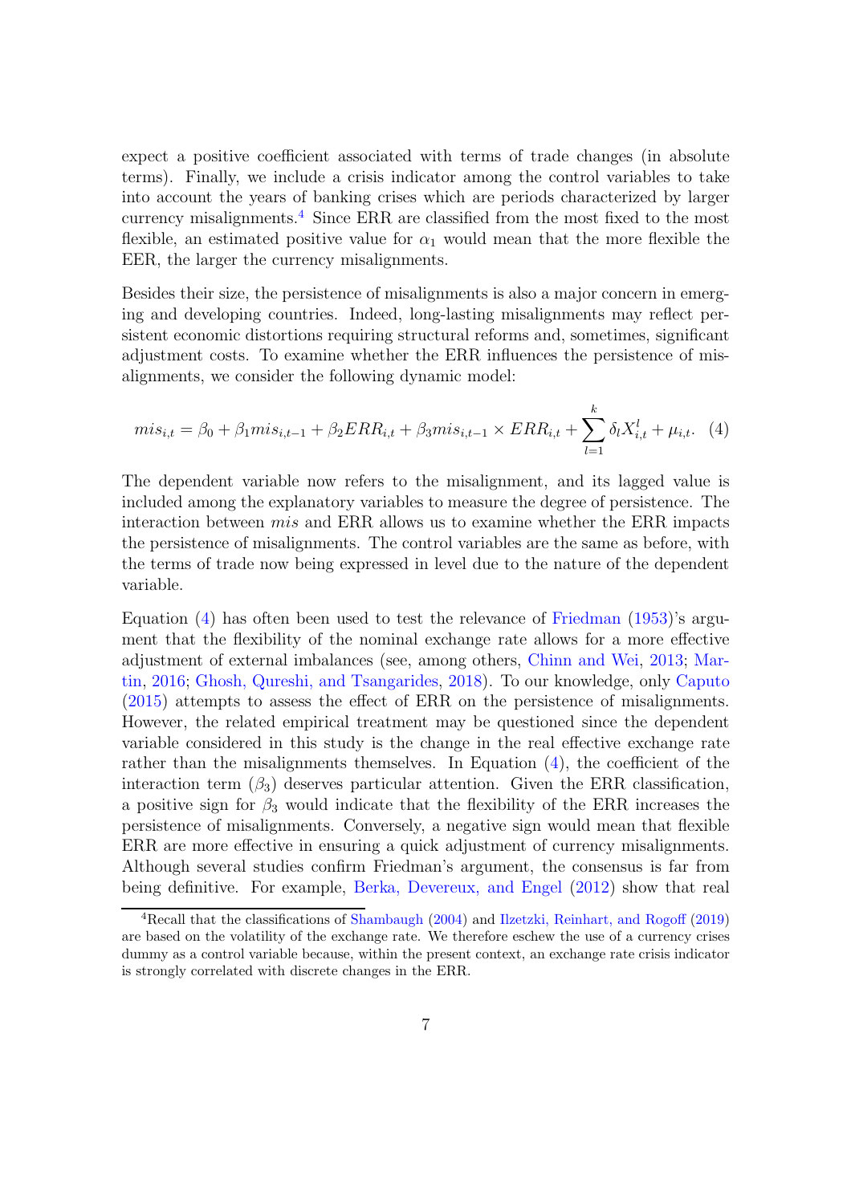expect a positive coefficient associated with terms of trade changes (in absolute terms). Finally, we include a crisis indicator among the control variables to take into account the years of banking crises which are periods characterized by larger currency misalignments.[4] Since ERR are classified from the most fixed to the most flexible, an estimated positive value for $\alpha_1$ would mean that the more flexible the EER, the larger the currency misalignments.

Besides their size, the persistence of misalignments is also a major concern in emerging and developing countries. Indeed, long-lasting misalignments may reflect persistent economic distortions requiring structural reforms and, sometimes, significant adjustment costs. To examine whether the ERR influences the persistence of misalignments, we consider the following dynamic model:

$$mis_{i,t} = \beta_0 + \beta_1 mis_{i,t-1} + \beta_2 ERR_{i,t} + \beta_3 mis_{i,t-1} \times ERR_{i,t} + \sum_{l=1}^{k} \delta_l X_{i,t}^l + \mu_{i,t}. \quad (4)$$

The dependent variable now refers to the misalignment, and its lagged value is included among the explanatory variables to measure the degree of persistence. The interaction between $mis$ and ERR allows us to examine whether the ERR impacts the persistence of misalignments. The control variables are the same as before, with the terms of trade now being expressed in level due to the nature of the dependent variable.

Equation (4) has often been used to test the relevance of Friedman (1953)'s argument that the flexibility of the nominal exchange rate allows for a more effective adjustment of external imbalances (see, among others, Chinn and Wei, 2013; Martin, 2016; Ghosh, Qureshi, and Tsangarides, 2018). To our knowledge, only Caputo (2015) attempts to assess the effect of ERR on the persistence of misalignments. However, the related empirical treatment may be questioned since the dependent variable considered in this study is the change in the real effective exchange rate rather than the misalignments themselves. In Equation (4), the coefficient of the interaction term ($\beta_3$) deserves particular attention. Given the ERR classification, a positive sign for $\beta_3$ would indicate that the flexibility of the ERR increases the persistence of misalignments. Conversely, a negative sign would mean that flexible ERR are more effective in ensuring a quick adjustment of currency misalignments. Although several studies confirm Friedman's argument, the consensus is far from being definitive. For example, Berka, Devereux, and Engel (2012) show that real

[4] Recall that the classifications of Shambaugh (2004) and Ilzetzki, Reinhart, and Rogoff (2019) are based on the volatility of the exchange rate. We therefore eschew the use of a currency crises dummy as a control variable because, within the present context, an exchange rate crisis indicator is strongly correlated with discrete changes in the ERR.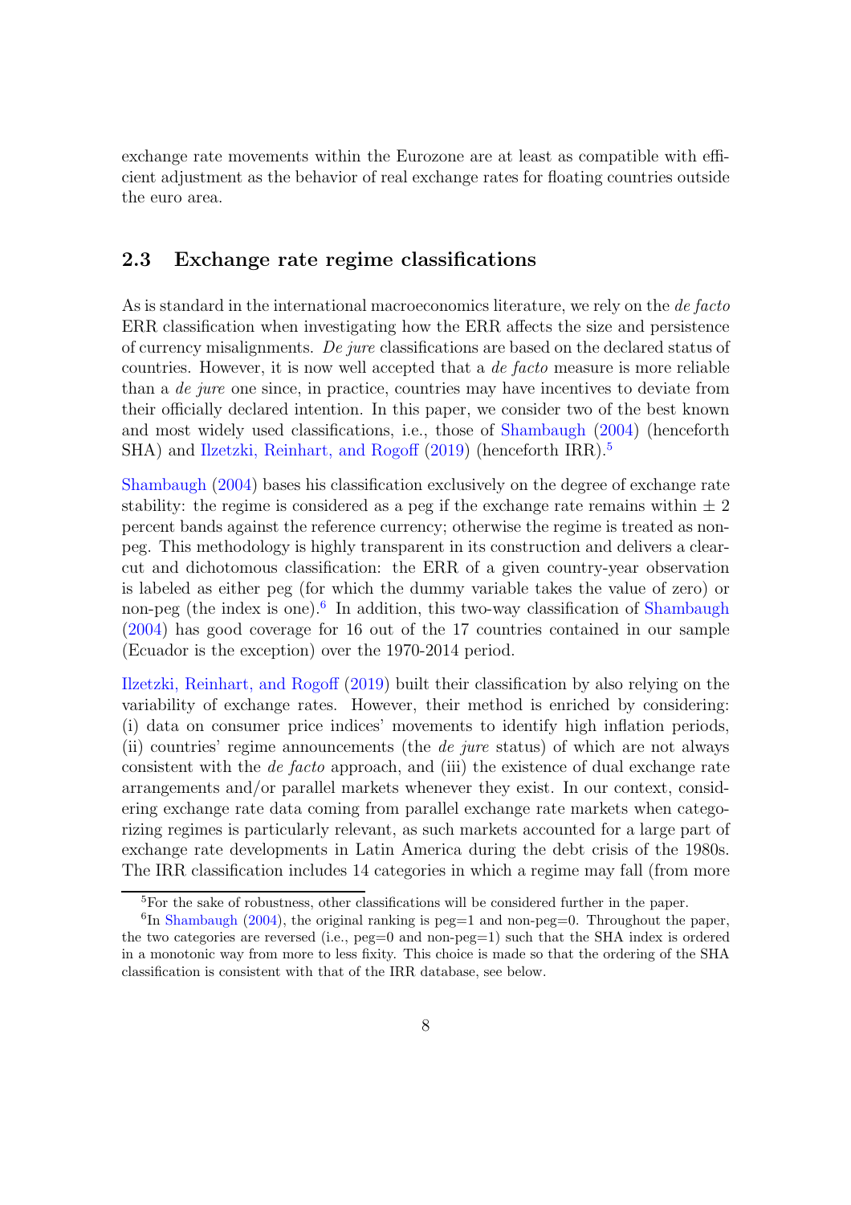exchange rate movements within the Eurozone are at least as compatible with efficient adjustment as the behavior of real exchange rates for floating countries outside the euro area.

## 2.3 Exchange rate regime classifications

As is standard in the international macroeconomics literature, we rely on the *de facto* ERR classification when investigating how the ERR affects the size and persistence of currency misalignments. *De jure* classifications are based on the declared status of countries. However, it is now well accepted that a *de facto* measure is more reliable than a *de jure* one since, in practice, countries may have incentives to deviate from their officially declared intention. In this paper, we consider two of the best known and most widely used classifications, i.e., those of Shambaugh (2004) (henceforth SHA) and Ilzetzki, Reinhart, and Rogoff (2019) (henceforth IRR).[5]

Shambaugh (2004) bases his classification exclusively on the degree of exchange rate stability: the regime is considered as a peg if the exchange rate remains within ± 2 percent bands against the reference currency; otherwise the regime is treated as non-peg. This methodology is highly transparent in its construction and delivers a clear-cut and dichotomous classification: the ERR of a given country-year observation is labeled as either peg (for which the dummy variable takes the value of zero) or non-peg (the index is one).[6] In addition, this two-way classification of Shambaugh (2004) has good coverage for 16 out of the 17 countries contained in our sample (Ecuador is the exception) over the 1970-2014 period.

Ilzetzki, Reinhart, and Rogoff (2019) built their classification by also relying on the variability of exchange rates. However, their method is enriched by considering: (i) data on consumer price indices' movements to identify high inflation periods, (ii) countries' regime announcements (the *de jure* status) of which are not always consistent with the *de facto* approach, and (iii) the existence of dual exchange rate arrangements and/or parallel markets whenever they exist. In our context, considering exchange rate data coming from parallel exchange rate markets when categorizing regimes is particularly relevant, as such markets accounted for a large part of exchange rate developments in Latin America during the debt crisis of the 1980s. The IRR classification includes 14 categories in which a regime may fall (from more

[5] For the sake of robustness, other classifications will be considered further in the paper.

[6] In Shambaugh (2004), the original ranking is peg=1 and non-peg=0. Throughout the paper, the two categories are reversed (i.e., peg=0 and non-peg=1) such that the SHA index is ordered in a monotonic way from more to less fixity. This choice is made so that the ordering of the SHA classification is consistent with that of the IRR database, see below.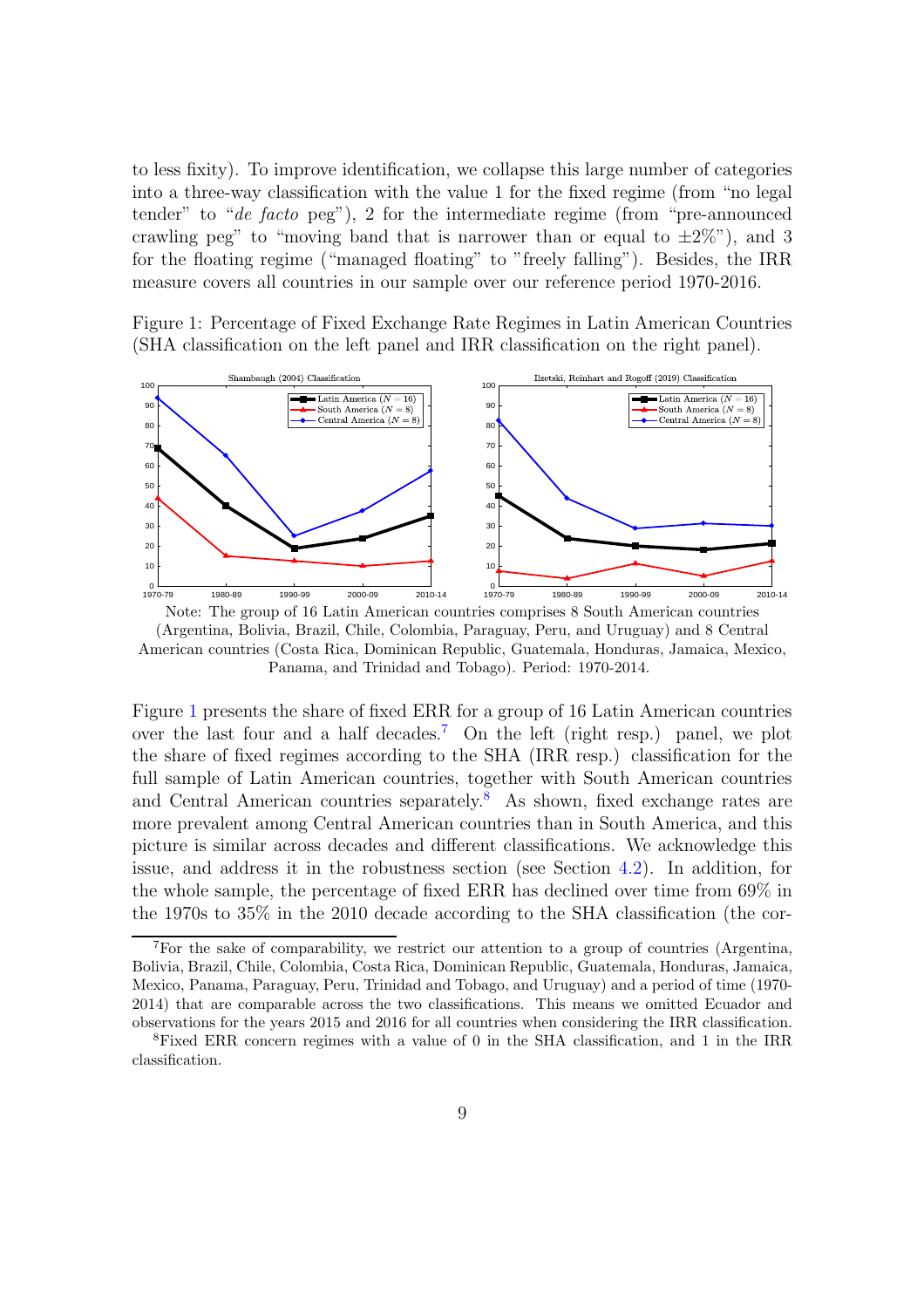to less fixity). To improve identification, we collapse this large number of categories into a three-way classification with the value 1 for the fixed regime (from "no legal tender" to "*de facto* peg"), 2 for the intermediate regime (from "pre-announced crawling peg" to "moving band that is narrower than or equal to $\pm 2\%$"), and 3 for the floating regime ("managed floating" to "freely falling"). Besides, the IRR measure covers all countries in our sample over our reference period 1970-2016.

Figure 1: Percentage of Fixed Exchange Rate Regimes in Latin American Countries (SHA classification on the left panel and IRR classification on the right panel).

Note: The group of 16 Latin American countries comprises 8 South American countries (Argentina, Bolivia, Brazil, Chile, Colombia, Paraguay, Peru, and Uruguay) and 8 Central American countries (Costa Rica, Dominican Republic, Guatemala, Honduras, Jamaica, Mexico, Panama, and Trinidad and Tobago). Period: 1970-2014.

Figure 1 presents the share of fixed ERR for a group of 16 Latin American countries over the last four and a half decades.[7] On the left (right resp.) panel, we plot the share of fixed regimes according to the SHA (IRR resp.) classification for the full sample of Latin American countries, together with South American countries and Central American countries separately.[8] As shown, fixed exchange rates are more prevalent among Central American countries than in South America, and this picture is similar across decades and different classifications. We acknowledge this issue, and address it in the robustness section (see Section 4.2). In addition, for the whole sample, the percentage of fixed ERR has declined over time from 69% in the 1970s to 35% in the 2010 decade according to the SHA classification (the cor-

[7] For the sake of comparability, we restrict our attention to a group of countries (Argentina, Bolivia, Brazil, Chile, Colombia, Costa Rica, Dominican Republic, Guatemala, Honduras, Jamaica, Mexico, Panama, Paraguay, Peru, Trinidad and Tobago, and Uruguay) and a period of time (1970-2014) that are comparable across the two classifications. This means we omitted Ecuador and observations for the years 2015 and 2016 for all countries when considering the IRR classification.

[8] Fixed ERR concern regimes with a value of 0 in the SHA classification, and 1 in the IRR classification.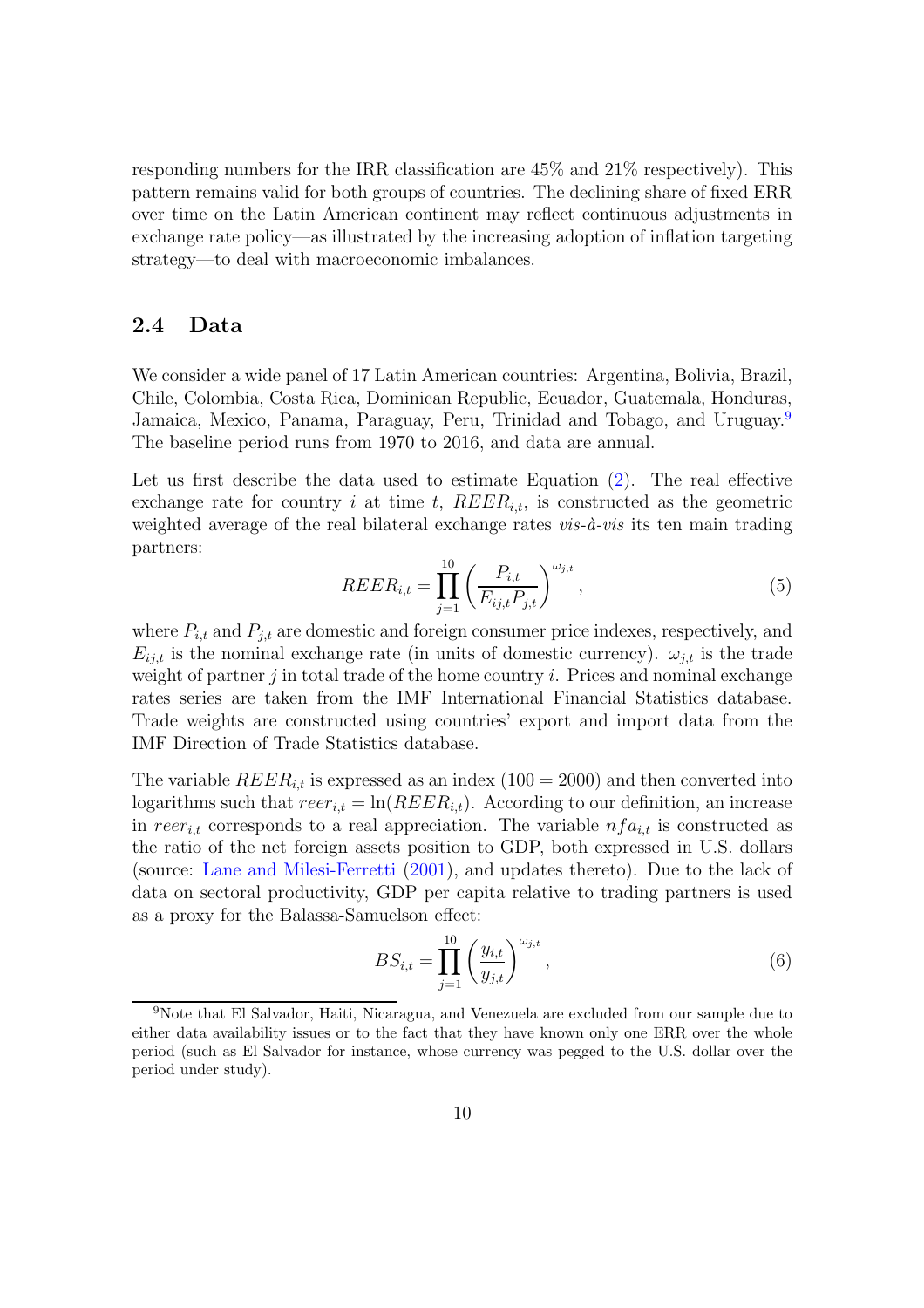responding numbers for the IRR classification are 45% and 21% respectively). This pattern remains valid for both groups of countries. The declining share of fixed ERR over time on the Latin American continent may reflect continuous adjustments in exchange rate policy—as illustrated by the increasing adoption of inflation targeting strategy—to deal with macroeconomic imbalances.

### 2.4 Data

We consider a wide panel of 17 Latin American countries: Argentina, Bolivia, Brazil, Chile, Colombia, Costa Rica, Dominican Republic, Ecuador, Guatemala, Honduras, Jamaica, Mexico, Panama, Paraguay, Peru, Trinidad and Tobago, and Uruguay.[9] The baseline period runs from 1970 to 2016, and data are annual.

Let us first describe the data used to estimate Equation (2). The real effective exchange rate for country $i$ at time $t$, $REER_{i,t}$, is constructed as the geometric weighted average of the real bilateral exchange rates *vis-à-vis* its ten main trading partners:

$$REER_{i,t} = \prod_{j=1}^{10} \left( \frac{P_{i,t}}{E_{ij,t} P_{j,t}} \right)^{\omega_{j,t}}, \tag{5}$$

where $P_{i,t}$ and $P_{j,t}$ are domestic and foreign consumer price indexes, respectively, and $E_{ij,t}$ is the nominal exchange rate (in units of domestic currency). $\omega_{j,t}$ is the trade weight of partner $j$ in total trade of the home country $i$. Prices and nominal exchange rates series are taken from the IMF International Financial Statistics database. Trade weights are constructed using countries' export and import data from the IMF Direction of Trade Statistics database.

The variable $REER_{i,t}$ is expressed as an index ($100 = 2000$) and then converted into logarithms such that $reer_{i,t} = \ln(REER_{i,t})$. According to our definition, an increase in $reer_{i,t}$ corresponds to a real appreciation. The variable $nfa_{i,t}$ is constructed as the ratio of the net foreign assets position to GDP, both expressed in U.S. dollars (source: Lane and Milesi-Ferretti (2001), and updates thereto). Due to the lack of data on sectoral productivity, GDP per capita relative to trading partners is used as a proxy for the Balassa-Samuelson effect:

$$BS_{i,t} = \prod_{j=1}^{10} \left( \frac{y_{i,t}}{y_{j,t}} \right)^{\omega_{j,t}}, \tag{6}$$

[9] Note that El Salvador, Haiti, Nicaragua, and Venezuela are excluded from our sample due to either data availability issues or to the fact that they have known only one ERR over the whole period (such as El Salvador for instance, whose currency was pegged to the U.S. dollar over the period under study).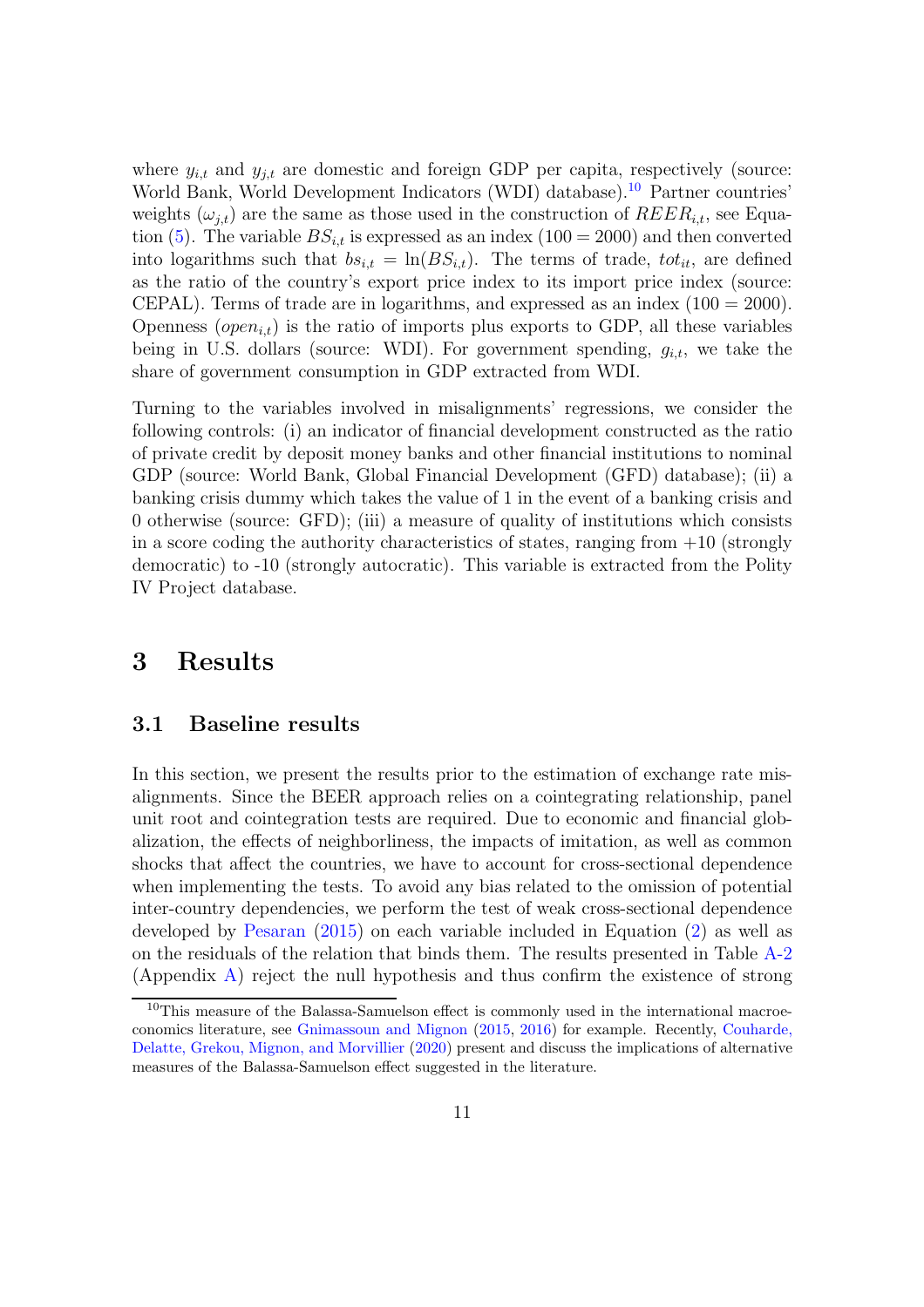where $y_{i,t}$ and $y_{j,t}$ are domestic and foreign GDP per capita, respectively (source: World Bank, World Development Indicators (WDI) database).[10] Partner countries' weights ($\omega_{j,t}$) are the same as those used in the construction of $REER_{i,t}$, see Equation (5). The variable $BS_{i,t}$ is expressed as an index ($100 = 2000$) and then converted into logarithms such that $bs_{i,t} = \ln(BS_{i,t})$. The terms of trade, $tot_{it}$, are defined as the ratio of the country's export price index to its import price index (source: CEPAL). Terms of trade are in logarithms, and expressed as an index ($100 = 2000$). Openness ($open_{i,t}$) is the ratio of imports plus exports to GDP, all these variables being in U.S. dollars (source: WDI). For government spending, $g_{i,t}$, we take the share of government consumption in GDP extracted from WDI.

Turning to the variables involved in misalignments' regressions, we consider the following controls: (i) an indicator of financial development constructed as the ratio of private credit by deposit money banks and other financial institutions to nominal GDP (source: World Bank, Global Financial Development (GFD) database); (ii) a banking crisis dummy which takes the value of 1 in the event of a banking crisis and 0 otherwise (source: GFD); (iii) a measure of quality of institutions which consists in a score coding the authority characteristics of states, ranging from +10 (strongly democratic) to -10 (strongly autocratic). This variable is extracted from the Polity IV Project database.

# 3 Results

## 3.1 Baseline results

In this section, we present the results prior to the estimation of exchange rate misalignments. Since the BEER approach relies on a cointegrating relationship, panel unit root and cointegration tests are required. Due to economic and financial globalization, the effects of neighborliness, the impacts of imitation, as well as common shocks that affect the countries, we have to account for cross-sectional dependence when implementing the tests. To avoid any bias related to the omission of potential inter-country dependencies, we perform the test of weak cross-sectional dependence developed by Pesaran (2015) on each variable included in Equation (2) as well as on the residuals of the relation that binds them. The results presented in Table A-2 (Appendix A) reject the null hypothesis and thus confirm the existence of strong

[10] This measure of the Balassa-Samuelson effect is commonly used in the international macroeconomics literature, see Gnimassoun and Mignon (2015, 2016) for example. Recently, Couharde, Delatte, Grekou, Mignon, and Morvillier (2020) present and discuss the implications of alternative measures of the Balassa-Samuelson effect suggested in the literature.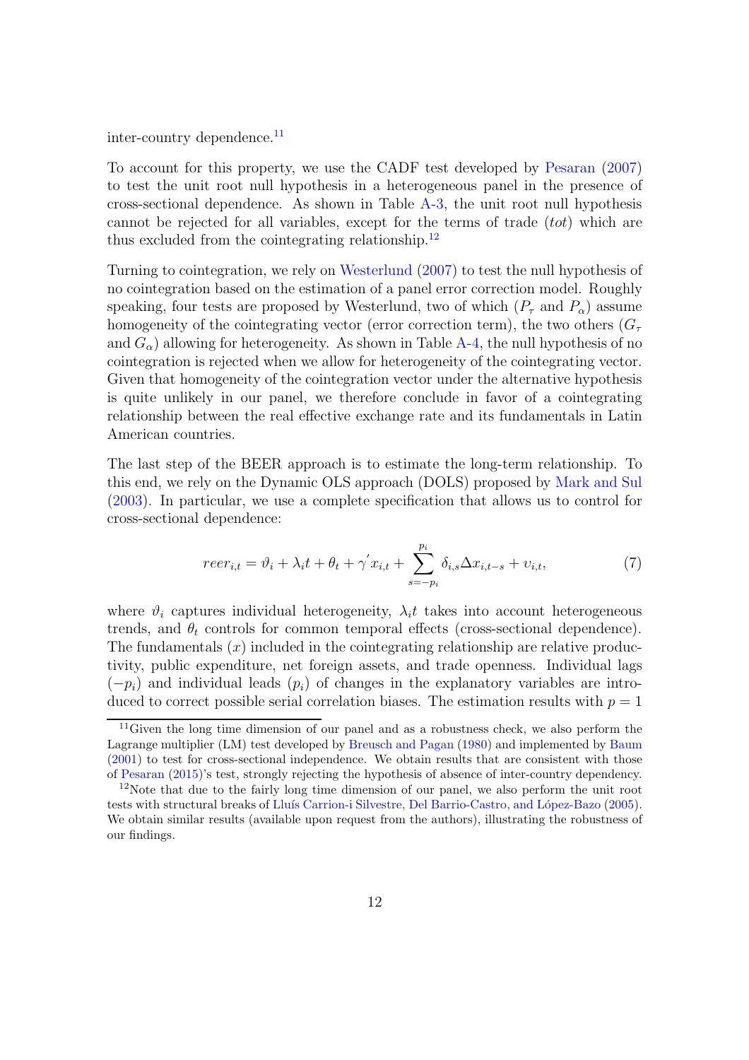inter-country dependence.[11]

To account for this property, we use the CADF test developed by Pesaran (2007) to test the unit root null hypothesis in a heterogeneous panel in the presence of cross-sectional dependence. As shown in Table A-3, the unit root null hypothesis cannot be rejected for all variables, except for the terms of trade (*tot*) which are thus excluded from the cointegrating relationship.[12]

Turning to cointegration, we rely on Westerlund (2007) to test the null hypothesis of no cointegration based on the estimation of a panel error correction model. Roughly speaking, four tests are proposed by Westerlund, two of which ($P_\tau$ and $P_\alpha$) assume homogeneity of the cointegrating vector (error correction term), the two others ($G_\tau$ and $G_\alpha$) allowing for heterogeneity. As shown in Table A-4, the null hypothesis of no cointegration is rejected when we allow for heterogeneity of the cointegrating vector. Given that homogeneity of the cointegration vector under the alternative hypothesis is quite unlikely in our panel, we therefore conclude in favor of a cointegrating relationship between the real effective exchange rate and its fundamentals in Latin American countries.

The last step of the BEER approach is to estimate the long-term relationship. To this end, we rely on the Dynamic OLS approach (DOLS) proposed by Mark and Sul (2003). In particular, we use a complete specification that allows us to control for cross-sectional dependence:

$$reer_{i,t} = \vartheta_i + \lambda_i t + \theta_t + \gamma' x_{i,t} + \sum_{s=-p_i}^{p_i} \delta_{i,s} \Delta x_{i,t-s} + \upsilon_{i,t}, \tag{7}$$

where $\vartheta_i$ captures individual heterogeneity, $\lambda_i t$ takes into account heterogeneous trends, and $\theta_t$ controls for common temporal effects (cross-sectional dependence). The fundamentals ($x$) included in the cointegrating relationship are relative productivity, public expenditure, net foreign assets, and trade openness. Individual lags ($-p_i$) and individual leads ($p_i$) of changes in the explanatory variables are introduced to correct possible serial correlation biases. The estimation results with $p = 1$

[11] Given the long time dimension of our panel and as a robustness check, we also perform the Lagrange multiplier (LM) test developed by Breusch and Pagan (1980) and implemented by Baum (2001) to test for cross-sectional independence. We obtain results that are consistent with those of Pesaran (2015)'s test, strongly rejecting the hypothesis of absence of inter-country dependency.

[12] Note that due to the fairly long time dimension of our panel, we also perform the unit root tests with structural breaks of Lluís Carrion-i Silvestre, Del Barrio-Castro, and López-Bazo (2005). We obtain similar results (available upon request from the authors), illustrating the robustness of our findings.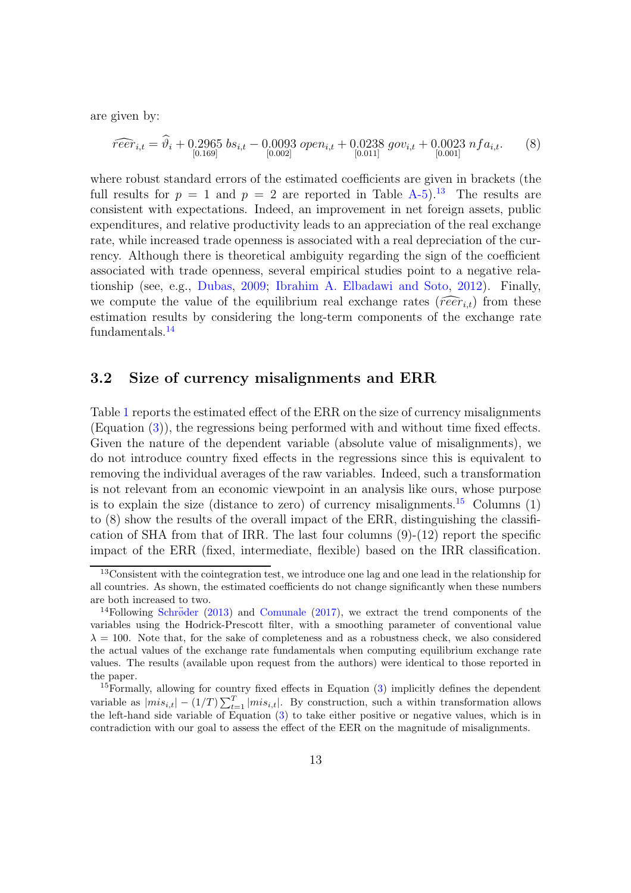are given by:

$$\widehat{reer}_{i,t} = \widehat{\vartheta}_i + \underset{[0.169]}{0.2965}\, bs_{i,t} - \underset{[0.002]}{0.0093}\, open_{i,t} + \underset{[0.011]}{0.0238}\, gov_{i,t} + \underset{[0.001]}{0.0023}\, nfa_{i,t}. \tag{8}$$

where robust standard errors of the estimated coefficients are given in brackets (the full results for $p = 1$ and $p = 2$ are reported in Table A-5).[13] The results are consistent with expectations. Indeed, an improvement in net foreign assets, public expenditures, and relative productivity leads to an appreciation of the real exchange rate, while increased trade openness is associated with a real depreciation of the currency. Although there is theoretical ambiguity regarding the sign of the coefficient associated with trade openness, several empirical studies point to a negative relationship (see, e.g., Dubas, 2009; Ibrahim A. Elbadawi and Soto, 2012). Finally, we compute the value of the equilibrium real exchange rates ($\widehat{reer}_{i,t}$) from these estimation results by considering the long-term components of the exchange rate fundamentals.[14]

## 3.2 Size of currency misalignments and ERR

Table 1 reports the estimated effect of the ERR on the size of currency misalignments (Equation (3)), the regressions being performed with and without time fixed effects. Given the nature of the dependent variable (absolute value of misalignments), we do not introduce country fixed effects in the regressions since this is equivalent to removing the individual averages of the raw variables. Indeed, such a transformation is not relevant from an economic viewpoint in an analysis like ours, whose purpose is to explain the size (distance to zero) of currency misalignments.[15] Columns (1) to (8) show the results of the overall impact of the ERR, distinguishing the classification of SHA from that of IRR. The last four columns (9)-(12) report the specific impact of the ERR (fixed, intermediate, flexible) based on the IRR classification.

[13] Consistent with the cointegration test, we introduce one lag and one lead in the relationship for all countries. As shown, the estimated coefficients do not change significantly when these numbers are both increased to two.

[14] Following Schröder (2013) and Comunale (2017), we extract the trend components of the variables using the Hodrick-Prescott filter, with a smoothing parameter of conventional value $\lambda = 100$. Note that, for the sake of completeness and as a robustness check, we also considered the actual values of the exchange rate fundamentals when computing equilibrium exchange rate values. The results (available upon request from the authors) were identical to those reported in the paper.

[15] Formally, allowing for country fixed effects in Equation (3) implicitly defines the dependent variable as $|mis_{i,t}| - (1/T)\sum_{t=1}^{T} |mis_{i,t}|$. By construction, such a within transformation allows the left-hand side variable of Equation (3) to take either positive or negative values, which is in contradiction with our goal to assess the effect of the EER on the magnitude of misalignments.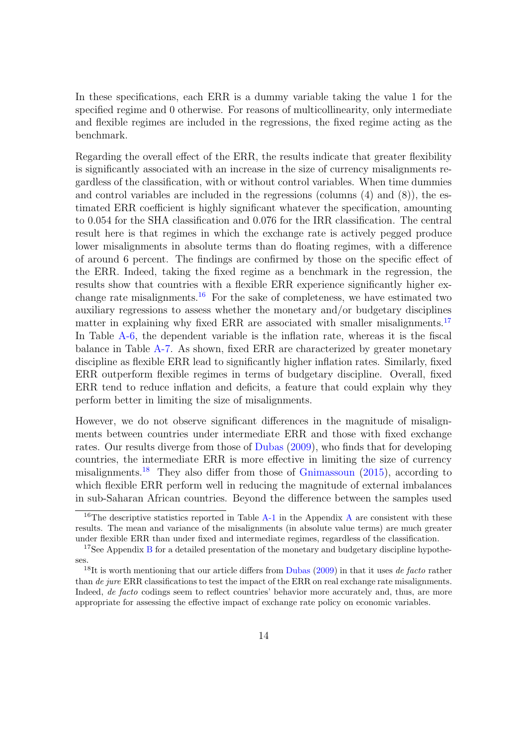In these specifications, each ERR is a dummy variable taking the value 1 for the specified regime and 0 otherwise. For reasons of multicollinearity, only intermediate and flexible regimes are included in the regressions, the fixed regime acting as the benchmark.

Regarding the overall effect of the ERR, the results indicate that greater flexibility is significantly associated with an increase in the size of currency misalignments regardless of the classification, with or without control variables. When time dummies and control variables are included in the regressions (columns (4) and (8)), the estimated ERR coefficient is highly significant whatever the specification, amounting to 0.054 for the SHA classification and 0.076 for the IRR classification. The central result here is that regimes in which the exchange rate is actively pegged produce lower misalignments in absolute terms than do floating regimes, with a difference of around 6 percent. The findings are confirmed by those on the specific effect of the ERR. Indeed, taking the fixed regime as a benchmark in the regression, the results show that countries with a flexible ERR experience significantly higher exchange rate misalignments.[16] For the sake of completeness, we have estimated two auxiliary regressions to assess whether the monetary and/or budgetary disciplines matter in explaining why fixed ERR are associated with smaller misalignments.[17] In Table A-6, the dependent variable is the inflation rate, whereas it is the fiscal balance in Table A-7. As shown, fixed ERR are characterized by greater monetary discipline as flexible ERR lead to significantly higher inflation rates. Similarly, fixed ERR outperform flexible regimes in terms of budgetary discipline. Overall, fixed ERR tend to reduce inflation and deficits, a feature that could explain why they perform better in limiting the size of misalignments.

However, we do not observe significant differences in the magnitude of misalignments between countries under intermediate ERR and those with fixed exchange rates. Our results diverge from those of Dubas (2009), who finds that for developing countries, the intermediate ERR is more effective in limiting the size of currency misalignments.[18] They also differ from those of Gnimassoun (2015), according to which flexible ERR perform well in reducing the magnitude of external imbalances in sub-Saharan African countries. Beyond the difference between the samples used

[16] The descriptive statistics reported in Table A-1 in the Appendix A are consistent with these results. The mean and variance of the misalignments (in absolute value terms) are much greater under flexible ERR than under fixed and intermediate regimes, regardless of the classification.

[17] See Appendix B for a detailed presentation of the monetary and budgetary discipline hypotheses.

[18] It is worth mentioning that our article differs from Dubas (2009) in that it uses *de facto* rather than *de jure* ERR classifications to test the impact of the ERR on real exchange rate misalignments. Indeed, *de facto* codings seem to reflect countries' behavior more accurately and, thus, are more appropriate for assessing the effective impact of exchange rate policy on economic variables.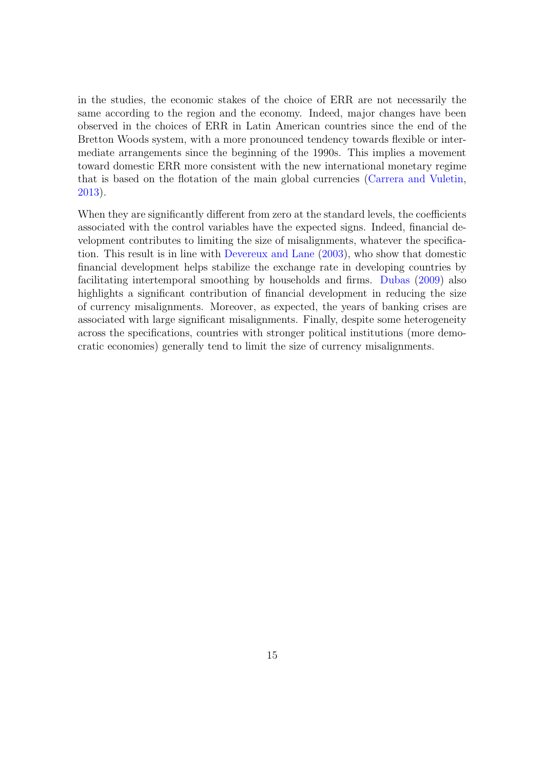in the studies, the economic stakes of the choice of ERR are not necessarily the same according to the region and the economy. Indeed, major changes have been observed in the choices of ERR in Latin American countries since the end of the Bretton Woods system, with a more pronounced tendency towards flexible or intermediate arrangements since the beginning of the 1990s. This implies a movement toward domestic ERR more consistent with the new international monetary regime that is based on the flotation of the main global currencies (Carrera and Vuletin, 2013).

When they are significantly different from zero at the standard levels, the coefficients associated with the control variables have the expected signs. Indeed, financial development contributes to limiting the size of misalignments, whatever the specification. This result is in line with Devereux and Lane (2003), who show that domestic financial development helps stabilize the exchange rate in developing countries by facilitating intertemporal smoothing by households and firms. Dubas (2009) also highlights a significant contribution of financial development in reducing the size of currency misalignments. Moreover, as expected, the years of banking crises are associated with large significant misalignments. Finally, despite some heterogeneity across the specifications, countries with stronger political institutions (more democratic economies) generally tend to limit the size of currency misalignments.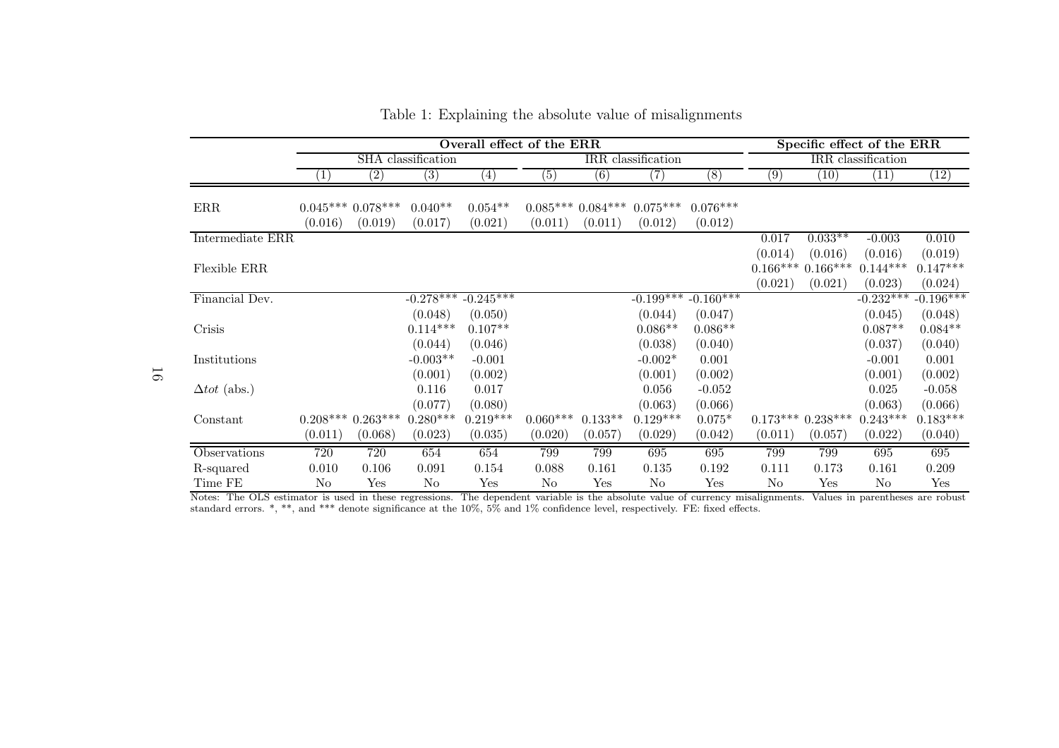Table 1: Explaining the absolute value of misalignments

| | Overall effect of the ERR | | | | | | | | Specific effect of the ERR | | | |
|---|---|---|---|---|---|---|---|---|---|---|---|---|
| | SHA classification | | | | IRR classification | | | | IRR classification | | | |
| | (1) | (2) | (3) | (4) | (5) | (6) | (7) | (8) | (9) | (10) | (11) | (12) |
| ERR | 0.045*** | 0.078*** | 0.040** | 0.054** | 0.085*** | 0.084*** | 0.075*** | 0.076*** | | | | |
| | (0.016) | (0.019) | (0.017) | (0.021) | (0.011) | (0.011) | (0.012) | (0.012) | | | | |
| Intermediate ERR | | | | | | | | | 0.017 | 0.033** | -0.003 | 0.010 |
| | | | | | | | | | (0.014) | (0.016) | (0.016) | (0.019) |
| Flexible ERR | | | | | | | | | 0.166*** | 0.166*** | 0.144*** | 0.147*** |
| | | | | | | | | | (0.021) | (0.021) | (0.023) | (0.024) |
| Financial Dev. | | | -0.278*** | -0.245*** | | | -0.199*** | -0.160*** | | | -0.232*** | -0.196*** |
| | | | (0.048) | (0.050) | | | (0.044) | (0.047) | | | (0.045) | (0.048) |
| Crisis | | | 0.114*** | 0.107** | | | 0.086** | 0.086** | | | 0.087** | 0.084** |
| | | | (0.044) | (0.046) | | | (0.038) | (0.040) | | | (0.037) | (0.040) |
| Institutions | | | -0.003** | -0.001 | | | -0.002* | 0.001 | | | -0.001 | 0.001 |
| | | | (0.001) | (0.002) | | | (0.001) | (0.002) | | | (0.001) | (0.002) |
| $\Delta tot$ (abs.) | | | 0.116 | 0.017 | | | 0.056 | -0.052 | | | 0.025 | -0.058 |
| | | | (0.077) | (0.080) | | | (0.063) | (0.066) | | | (0.063) | (0.066) |
| Constant | 0.208*** | 0.263*** | 0.280*** | 0.219*** | 0.060*** | 0.133** | 0.129*** | 0.075* | 0.173*** | 0.238*** | 0.243*** | 0.183*** |
| | (0.011) | (0.068) | (0.023) | (0.035) | (0.020) | (0.057) | (0.029) | (0.042) | (0.011) | (0.057) | (0.022) | (0.040) |
| Observations | 720 | 720 | 654 | 654 | 799 | 799 | 695 | 695 | 799 | 799 | 695 | 695 |
| R-squared | 0.010 | 0.106 | 0.091 | 0.154 | 0.088 | 0.161 | 0.135 | 0.192 | 0.111 | 0.173 | 0.161 | 0.209 |
| Time FE | No | Yes | No | Yes | No | Yes | No | Yes | No | Yes | No | Yes |

Notes: The OLS estimator is used in these regressions. The dependent variable is the absolute value of currency misalignments. Values in parentheses are robust standard errors. *, **, and *** denote significance at the 10%, 5% and 1% confidence level, respectively. FE: fixed effects.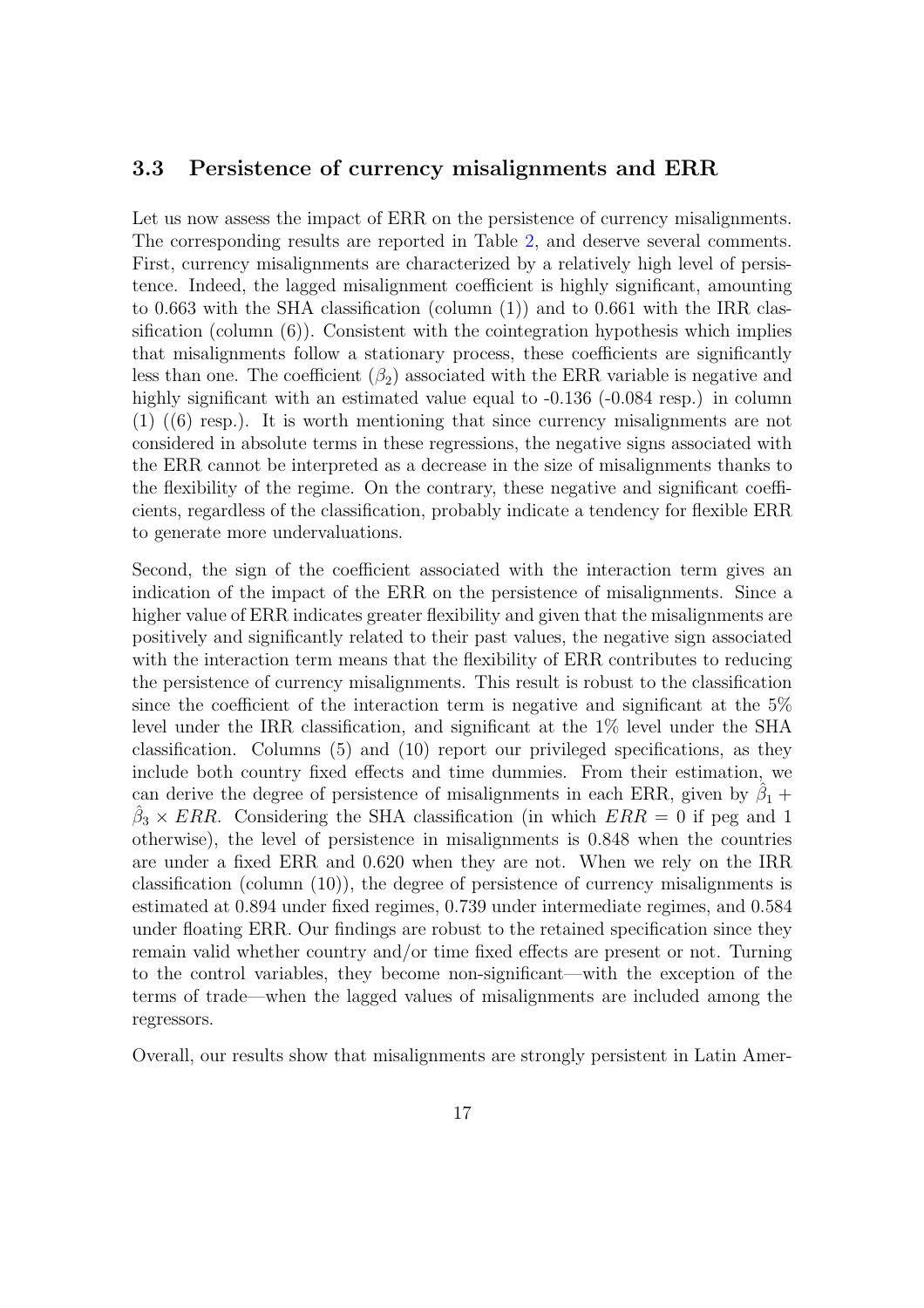### 3.3 Persistence of currency misalignments and ERR

Let us now assess the impact of ERR on the persistence of currency misalignments. The corresponding results are reported in Table 2, and deserve several comments. First, currency misalignments are characterized by a relatively high level of persistence. Indeed, the lagged misalignment coefficient is highly significant, amounting to 0.663 with the SHA classification (column (1)) and to 0.661 with the IRR classification (column (6)). Consistent with the cointegration hypothesis which implies that misalignments follow a stationary process, these coefficients are significantly less than one. The coefficient ($\beta_2$) associated with the ERR variable is negative and highly significant with an estimated value equal to -0.136 (-0.084 resp.) in column (1) ((6) resp.). It is worth mentioning that since currency misalignments are not considered in absolute terms in these regressions, the negative signs associated with the ERR cannot be interpreted as a decrease in the size of misalignments thanks to the flexibility of the regime. On the contrary, these negative and significant coefficients, regardless of the classification, probably indicate a tendency for flexible ERR to generate more undervaluations.

Second, the sign of the coefficient associated with the interaction term gives an indication of the impact of the ERR on the persistence of misalignments. Since a higher value of ERR indicates greater flexibility and given that the misalignments are positively and significantly related to their past values, the negative sign associated with the interaction term means that the flexibility of ERR contributes to reducing the persistence of currency misalignments. This result is robust to the classification since the coefficient of the interaction term is negative and significant at the 5% level under the IRR classification, and significant at the 1% level under the SHA classification. Columns (5) and (10) report our privileged specifications, as they include both country fixed effects and time dummies. From their estimation, we can derive the degree of persistence of misalignments in each ERR, given by $\hat{\beta}_1 + \hat{\beta}_3 \times ERR$. Considering the SHA classification (in which $ERR = 0$ if peg and 1 otherwise), the level of persistence in misalignments is 0.848 when the countries are under a fixed ERR and 0.620 when they are not. When we rely on the IRR classification (column (10)), the degree of persistence of currency misalignments is estimated at 0.894 under fixed regimes, 0.739 under intermediate regimes, and 0.584 under floating ERR. Our findings are robust to the retained specification since they remain valid whether country and/or time fixed effects are present or not. Turning to the control variables, they become non-significant—with the exception of the terms of trade—when the lagged values of misalignments are included among the regressors.

Overall, our results show that misalignments are strongly persistent in Latin Amer-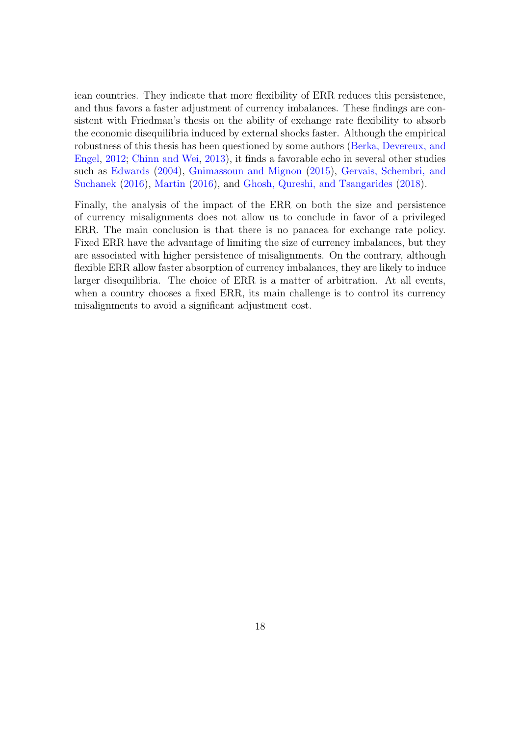ican countries. They indicate that more flexibility of ERR reduces this persistence, and thus favors a faster adjustment of currency imbalances. These findings are consistent with Friedman's thesis on the ability of exchange rate flexibility to absorb the economic disequilibria induced by external shocks faster. Although the empirical robustness of this thesis has been questioned by some authors (Berka, Devereux, and Engel, 2012; Chinn and Wei, 2013), it finds a favorable echo in several other studies such as Edwards (2004), Gnimassoun and Mignon (2015), Gervais, Schembri, and Suchanek (2016), Martin (2016), and Ghosh, Qureshi, and Tsangarides (2018).

Finally, the analysis of the impact of the ERR on both the size and persistence of currency misalignments does not allow us to conclude in favor of a privileged ERR. The main conclusion is that there is no panacea for exchange rate policy. Fixed ERR have the advantage of limiting the size of currency imbalances, but they are associated with higher persistence of misalignments. On the contrary, although flexible ERR allow faster absorption of currency imbalances, they are likely to induce larger disequilibria. The choice of ERR is a matter of arbitration. At all events, when a country chooses a fixed ERR, its main challenge is to control its currency misalignments to avoid a significant adjustment cost.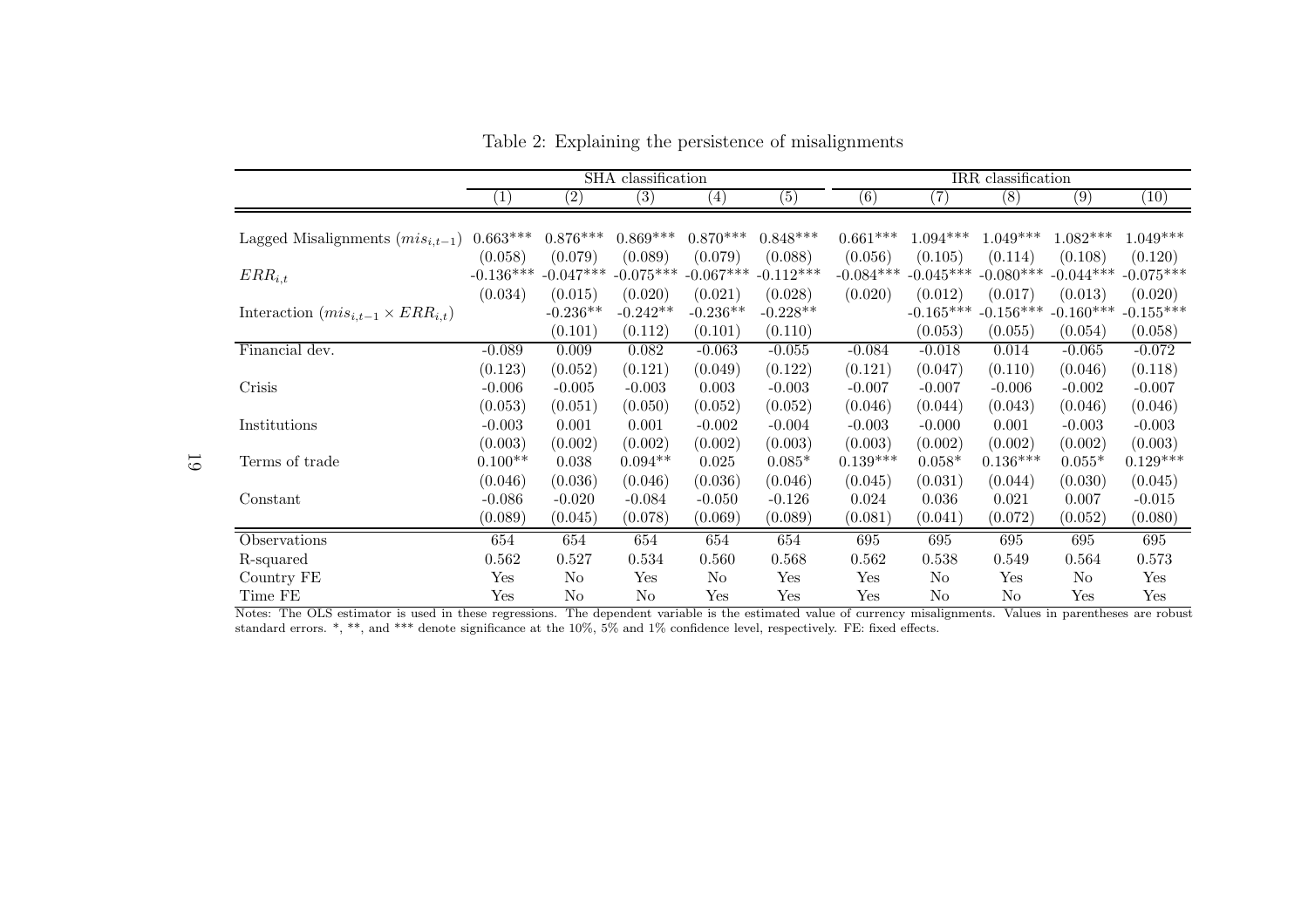Table 2: Explaining the persistence of misalignments

| | SHA classification | | | | | IRR classification | | | | |
|---|---|---|---|---|---|---|---|---|---|---|
| | (1) | (2) | (3) | (4) | (5) | (6) | (7) | (8) | (9) | (10) |
| Lagged Misalignments ($mis_{i,t-1}$) | 0.663*** | 0.876*** | 0.869*** | 0.870*** | 0.848*** | 0.661*** | 1.094*** | 1.049*** | 1.082*** | 1.049*** |
| | (0.058) | (0.079) | (0.089) | (0.079) | (0.088) | (0.056) | (0.105) | (0.114) | (0.108) | (0.120) |
| $ERR_{i,t}$ | -0.136*** | -0.047*** | -0.075*** | -0.067*** | -0.112*** | -0.084*** | -0.045*** | -0.080*** | -0.044*** | -0.075*** |
| | (0.034) | (0.015) | (0.020) | (0.021) | (0.028) | (0.020) | (0.012) | (0.017) | (0.013) | (0.020) |
| Interaction ($mis_{i,t-1} \times ERR_{i,t}$) | | -0.236** | -0.242** | -0.236** | -0.228** | | -0.165*** | -0.156*** | -0.160*** | -0.155*** |
| | | (0.101) | (0.112) | (0.101) | (0.110) | | (0.053) | (0.055) | (0.054) | (0.058) |
| Financial dev. | -0.089 | 0.009 | 0.082 | -0.063 | -0.055 | -0.084 | -0.018 | 0.014 | -0.065 | -0.072 |
| | (0.123) | (0.052) | (0.121) | (0.049) | (0.122) | (0.121) | (0.047) | (0.110) | (0.046) | (0.118) |
| Crisis | -0.006 | -0.005 | -0.003 | 0.003 | -0.003 | -0.007 | -0.007 | -0.006 | -0.002 | -0.007 |
| | (0.053) | (0.051) | (0.050) | (0.052) | (0.052) | (0.046) | (0.044) | (0.043) | (0.046) | (0.046) |
| Institutions | -0.003 | 0.001 | 0.001 | -0.002 | -0.004 | -0.003 | -0.000 | 0.001 | -0.003 | -0.003 |
| | (0.003) | (0.002) | (0.002) | (0.002) | (0.003) | (0.003) | (0.002) | (0.002) | (0.002) | (0.003) |
| Terms of trade | 0.100** | 0.038 | 0.094** | 0.025 | 0.085* | 0.139*** | 0.058* | 0.136*** | 0.055* | 0.129*** |
| | (0.046) | (0.036) | (0.046) | (0.036) | (0.046) | (0.045) | (0.031) | (0.044) | (0.030) | (0.045) |
| Constant | -0.086 | -0.020 | -0.084 | -0.050 | -0.126 | 0.024 | 0.036 | 0.021 | 0.007 | -0.015 |
| | (0.089) | (0.045) | (0.078) | (0.069) | (0.089) | (0.081) | (0.041) | (0.072) | (0.052) | (0.080) |
| Observations | 654 | 654 | 654 | 654 | 654 | 695 | 695 | 695 | 695 | 695 |
| R-squared | 0.562 | 0.527 | 0.534 | 0.560 | 0.568 | 0.562 | 0.538 | 0.549 | 0.564 | 0.573 |
| Country FE | Yes | No | Yes | No | Yes | Yes | No | Yes | No | Yes |
| Time FE | Yes | No | No | Yes | Yes | Yes | No | No | Yes | Yes |

Notes: The OLS estimator is used in these regressions. The dependent variable is the estimated value of currency misalignments. Values in parentheses are robust standard errors. *, **, and *** denote significance at the 10%, 5% and 1% confidence level, respectively. FE: fixed effects.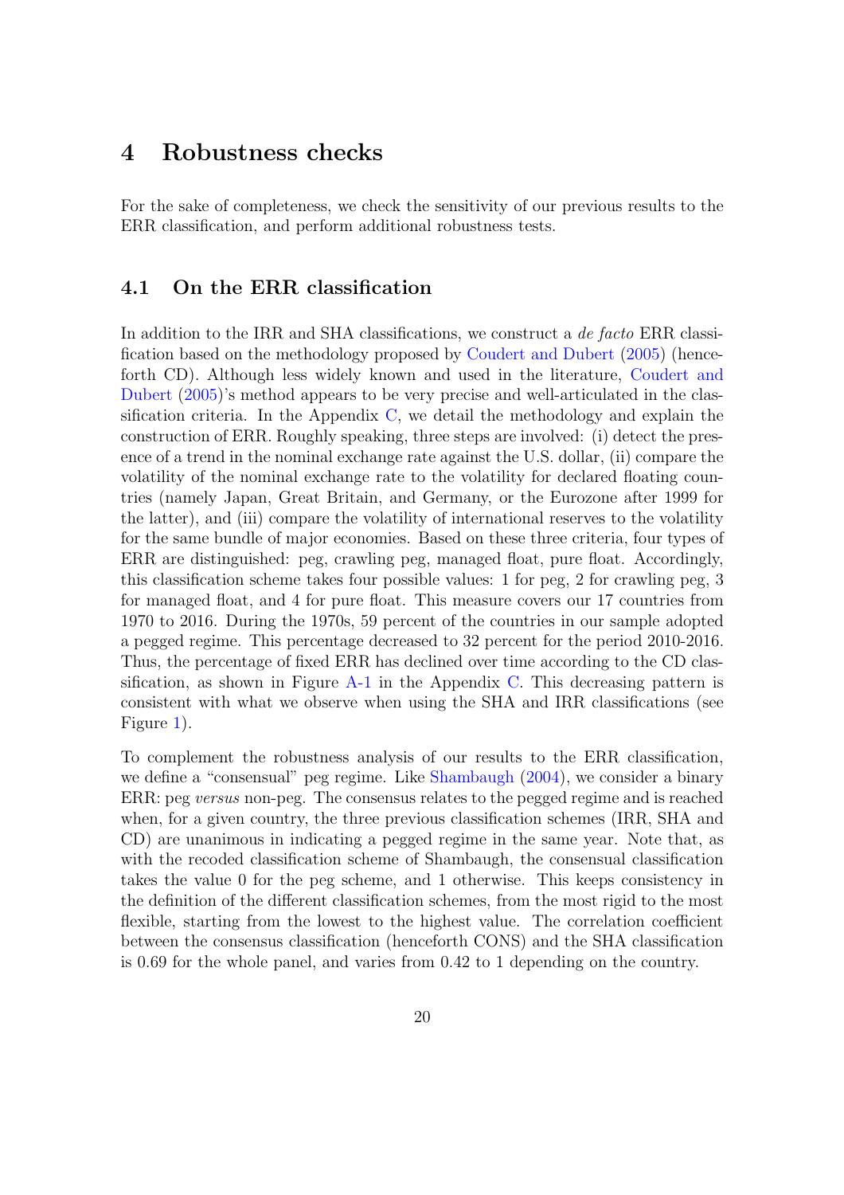# 4 Robustness checks

For the sake of completeness, we check the sensitivity of our previous results to the ERR classification, and perform additional robustness tests.

## 4.1 On the ERR classification

In addition to the IRR and SHA classifications, we construct a *de facto* ERR classification based on the methodology proposed by Coudert and Dubert (2005) (henceforth CD). Although less widely known and used in the literature, Coudert and Dubert (2005)'s method appears to be very precise and well-articulated in the classification criteria. In the Appendix C, we detail the methodology and explain the construction of ERR. Roughly speaking, three steps are involved: (i) detect the presence of a trend in the nominal exchange rate against the U.S. dollar, (ii) compare the volatility of the nominal exchange rate to the volatility for declared floating countries (namely Japan, Great Britain, and Germany, or the Eurozone after 1999 for the latter), and (iii) compare the volatility of international reserves to the volatility for the same bundle of major economies. Based on these three criteria, four types of ERR are distinguished: peg, crawling peg, managed float, pure float. Accordingly, this classification scheme takes four possible values: 1 for peg, 2 for crawling peg, 3 for managed float, and 4 for pure float. This measure covers our 17 countries from 1970 to 2016. During the 1970s, 59 percent of the countries in our sample adopted a pegged regime. This percentage decreased to 32 percent for the period 2010-2016. Thus, the percentage of fixed ERR has declined over time according to the CD classification, as shown in Figure A-1 in the Appendix C. This decreasing pattern is consistent with what we observe when using the SHA and IRR classifications (see Figure 1).

To complement the robustness analysis of our results to the ERR classification, we define a "consensual" peg regime. Like Shambaugh (2004), we consider a binary ERR: peg *versus* non-peg. The consensus relates to the pegged regime and is reached when, for a given country, the three previous classification schemes (IRR, SHA and CD) are unanimous in indicating a pegged regime in the same year. Note that, as with the recoded classification scheme of Shambaugh, the consensual classification takes the value 0 for the peg scheme, and 1 otherwise. This keeps consistency in the definition of the different classification schemes, from the most rigid to the most flexible, starting from the lowest to the highest value. The correlation coefficient between the consensus classification (henceforth CONS) and the SHA classification is 0.69 for the whole panel, and varies from 0.42 to 1 depending on the country.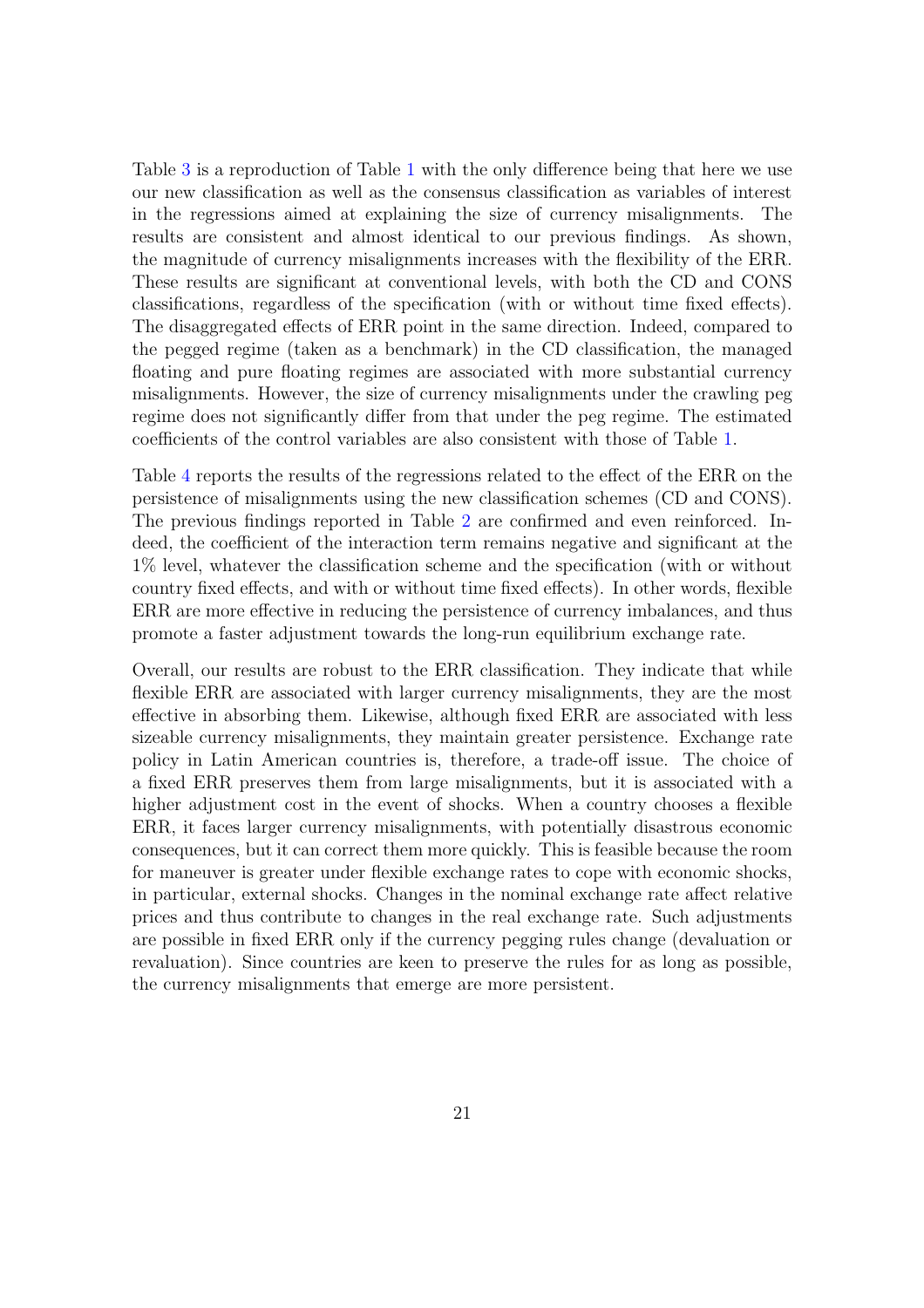Table 3 is a reproduction of Table 1 with the only difference being that here we use our new classification as well as the consensus classification as variables of interest in the regressions aimed at explaining the size of currency misalignments. The results are consistent and almost identical to our previous findings. As shown, the magnitude of currency misalignments increases with the flexibility of the ERR. These results are significant at conventional levels, with both the CD and CONS classifications, regardless of the specification (with or without time fixed effects). The disaggregated effects of ERR point in the same direction. Indeed, compared to the pegged regime (taken as a benchmark) in the CD classification, the managed floating and pure floating regimes are associated with more substantial currency misalignments. However, the size of currency misalignments under the crawling peg regime does not significantly differ from that under the peg regime. The estimated coefficients of the control variables are also consistent with those of Table 1.

Table 4 reports the results of the regressions related to the effect of the ERR on the persistence of misalignments using the new classification schemes (CD and CONS). The previous findings reported in Table 2 are confirmed and even reinforced. Indeed, the coefficient of the interaction term remains negative and significant at the 1% level, whatever the classification scheme and the specification (with or without country fixed effects, and with or without time fixed effects). In other words, flexible ERR are more effective in reducing the persistence of currency imbalances, and thus promote a faster adjustment towards the long-run equilibrium exchange rate.

Overall, our results are robust to the ERR classification. They indicate that while flexible ERR are associated with larger currency misalignments, they are the most effective in absorbing them. Likewise, although fixed ERR are associated with less sizeable currency misalignments, they maintain greater persistence. Exchange rate policy in Latin American countries is, therefore, a trade-off issue. The choice of a fixed ERR preserves them from large misalignments, but it is associated with a higher adjustment cost in the event of shocks. When a country chooses a flexible ERR, it faces larger currency misalignments, with potentially disastrous economic consequences, but it can correct them more quickly. This is feasible because the room for maneuver is greater under flexible exchange rates to cope with economic shocks, in particular, external shocks. Changes in the nominal exchange rate affect relative prices and thus contribute to changes in the real exchange rate. Such adjustments are possible in fixed ERR only if the currency pegging rules change (devaluation or revaluation). Since countries are keen to preserve the rules for as long as possible, the currency misalignments that emerge are more persistent.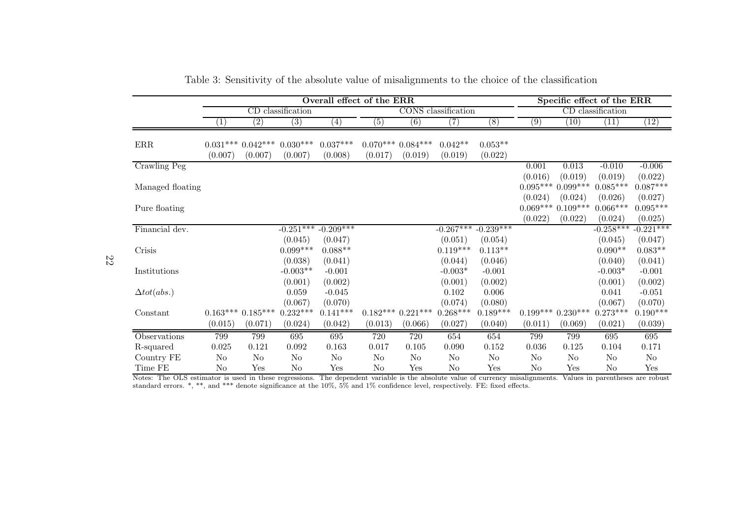Table 3: Sensitivity of the absolute value of misalignments to the choice of the classification

| | Overall effect of the ERR | | | | | | | | Specific effect of the ERR | | | |
|---|---|---|---|---|---|---|---|---|---|---|---|---|
| | CD classification | | | | CONS classification | | | | CD classification | | | |
| | (1) | (2) | (3) | (4) | (5) | (6) | (7) | (8) | (9) | (10) | (11) | (12) |
| ERR | 0.031*** | 0.042*** | 0.030*** | 0.037*** | 0.070*** | 0.084*** | 0.042** | 0.053** | | | | |
| | (0.007) | (0.007) | (0.007) | (0.008) | (0.017) | (0.019) | (0.019) | (0.022) | | | | |
| Crawling Peg | | | | | | | | | 0.001 | 0.013 | -0.010 | -0.006 |
| | | | | | | | | | (0.016) | (0.019) | (0.019) | (0.022) |
| Managed floating | | | | | | | | | 0.095*** | 0.099*** | 0.085*** | 0.087*** |
| | | | | | | | | | (0.024) | (0.024) | (0.026) | (0.027) |
| Pure floating | | | | | | | | | 0.069*** | 0.109*** | 0.066*** | 0.095*** |
| | | | | | | | | | (0.022) | (0.022) | (0.024) | (0.025) |
| Financial dev. | | | -0.251*** | -0.209*** | | | -0.267*** | -0.239*** | | | -0.258*** | -0.221*** |
| | | | (0.045) | (0.047) | | | (0.051) | (0.054) | | | (0.045) | (0.047) |
| Crisis | | | 0.099*** | 0.088** | | | 0.119*** | 0.113** | | | 0.090** | 0.083** |
| | | | (0.038) | (0.041) | | | (0.044) | (0.046) | | | (0.040) | (0.041) |
| Institutions | | | -0.003** | -0.001 | | | -0.003* | -0.001 | | | -0.003* | -0.001 |
| | | | (0.001) | (0.002) | | | (0.001) | (0.002) | | | (0.001) | (0.002) |
| $\Delta tot(abs.)$ | | | 0.059 | -0.045 | | | 0.102 | 0.006 | | | 0.041 | -0.051 |
| | | | (0.067) | (0.070) | | | (0.074) | (0.080) | | | (0.067) | (0.070) |
| Constant | 0.163*** | 0.185*** | 0.232*** | 0.141*** | 0.182*** | 0.221*** | 0.268*** | 0.189*** | 0.199*** | 0.230*** | 0.273*** | 0.190*** |
| | (0.015) | (0.071) | (0.024) | (0.042) | (0.013) | (0.066) | (0.027) | (0.040) | (0.011) | (0.069) | (0.021) | (0.039) |
| Observations | 799 | 799 | 695 | 695 | 720 | 720 | 654 | 654 | 799 | 799 | 695 | 695 |
| R-squared | 0.025 | 0.121 | 0.092 | 0.163 | 0.017 | 0.105 | 0.090 | 0.152 | 0.036 | 0.125 | 0.104 | 0.171 |
| Country FE | No | No | No | No | No | No | No | No | No | No | No | No |
| Time FE | No | Yes | No | Yes | No | Yes | No | Yes | No | Yes | No | Yes |

Notes: The OLS estimator is used in these regressions. The dependent variable is the absolute value of currency misalignments. Values in parentheses are robust standard errors. *, **, and *** denote significance at the 10%, 5% and 1% confidence level, respectively. FE: fixed effects.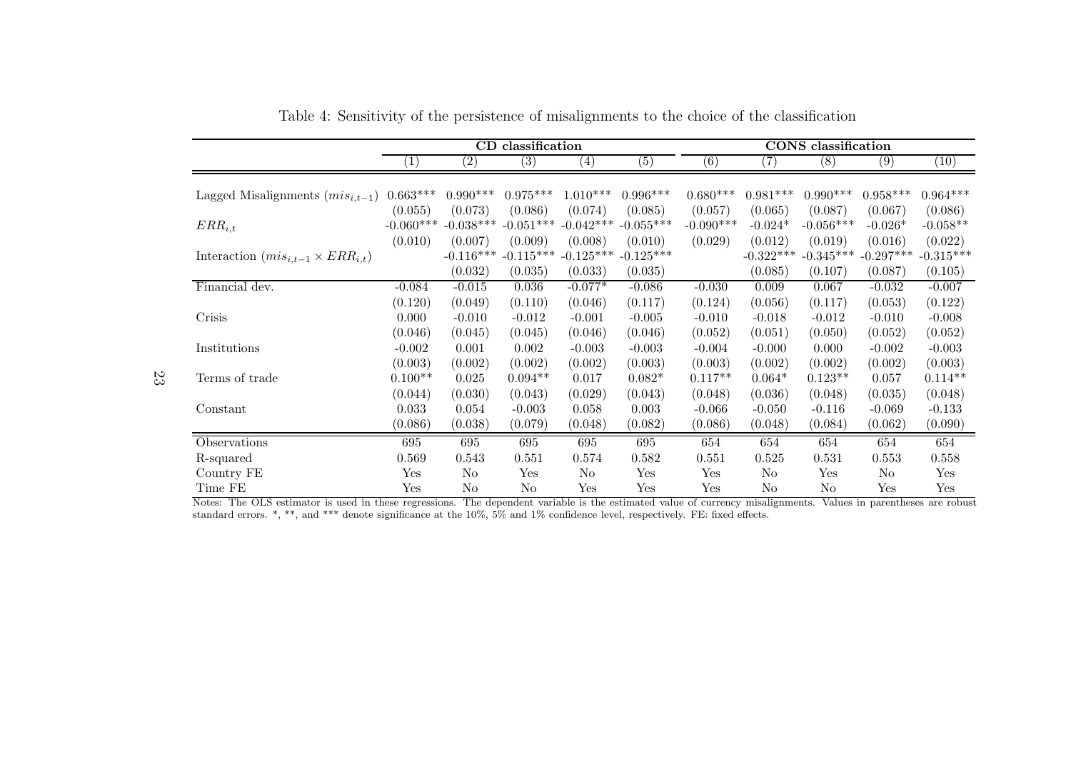Table 4: Sensitivity of the persistence of misalignments to the choice of the classification

| | CD classification | | | | | CONS classification | | | | |
|---|---|---|---|---|---|---|---|---|---|---|
| | (1) | (2) | (3) | (4) | (5) | (6) | (7) | (8) | (9) | (10) |
| Lagged Misalignments ($mis_{i,t-1}$) | 0.663*** | 0.990*** | 0.975*** | 1.010*** | 0.996*** | 0.680*** | 0.981*** | 0.990*** | 0.958*** | 0.964*** |
| | (0.055) | (0.073) | (0.086) | (0.074) | (0.085) | (0.057) | (0.065) | (0.087) | (0.067) | (0.086) |
| $ERR_{i,t}$ | -0.060*** | -0.038*** | -0.051*** | -0.042*** | -0.055*** | -0.090*** | -0.024* | -0.056*** | -0.026* | -0.058** |
| | (0.010) | (0.007) | (0.009) | (0.008) | (0.010) | (0.029) | (0.012) | (0.019) | (0.016) | (0.022) |
| Interaction ($mis_{i,t-1} \times ERR_{i,t}$) | | -0.116*** | -0.115*** | -0.125*** | -0.125*** | | -0.322*** | -0.345*** | -0.297*** | -0.315*** |
| | | (0.032) | (0.035) | (0.033) | (0.035) | | (0.085) | (0.107) | (0.087) | (0.105) |
| Financial dev. | -0.084 | -0.015 | 0.036 | -0.077* | -0.086 | -0.030 | 0.009 | 0.067 | -0.032 | -0.007 |
| | (0.120) | (0.049) | (0.110) | (0.046) | (0.117) | (0.124) | (0.056) | (0.117) | (0.053) | (0.122) |
| Crisis | 0.000 | -0.010 | -0.012 | -0.001 | -0.005 | -0.010 | -0.018 | -0.012 | -0.010 | -0.008 |
| | (0.046) | (0.045) | (0.045) | (0.046) | (0.046) | (0.052) | (0.051) | (0.050) | (0.052) | (0.052) |
| Institutions | -0.002 | 0.001 | 0.002 | -0.003 | -0.003 | -0.004 | -0.000 | 0.000 | -0.002 | -0.003 |
| | (0.003) | (0.002) | (0.002) | (0.002) | (0.003) | (0.003) | (0.002) | (0.002) | (0.002) | (0.003) |
| Terms of trade | 0.100** | 0.025 | 0.094** | 0.017 | 0.082* | 0.117** | 0.064* | 0.123** | 0.057 | 0.114** |
| | (0.044) | (0.030) | (0.043) | (0.029) | (0.043) | (0.048) | (0.036) | (0.048) | (0.035) | (0.048) |
| Constant | 0.033 | 0.054 | -0.003 | 0.058 | 0.003 | -0.066 | -0.050 | -0.116 | -0.069 | -0.133 |
| | (0.086) | (0.038) | (0.079) | (0.048) | (0.082) | (0.086) | (0.048) | (0.084) | (0.062) | (0.090) |
| Observations | 695 | 695 | 695 | 695 | 695 | 654 | 654 | 654 | 654 | 654 |
| R-squared | 0.569 | 0.543 | 0.551 | 0.574 | 0.582 | 0.551 | 0.525 | 0.531 | 0.553 | 0.558 |
| Country FE | Yes | No | Yes | No | Yes | Yes | No | Yes | No | Yes |
| Time FE | Yes | No | No | Yes | Yes | Yes | No | No | Yes | Yes |

Notes: The OLS estimator is used in these regressions. The dependent variable is the estimated value of currency misalignments. Values in parentheses are robust standard errors. *, **, and *** denote significance at the 10%, 5% and 1% confidence level, respectively. FE: fixed effects.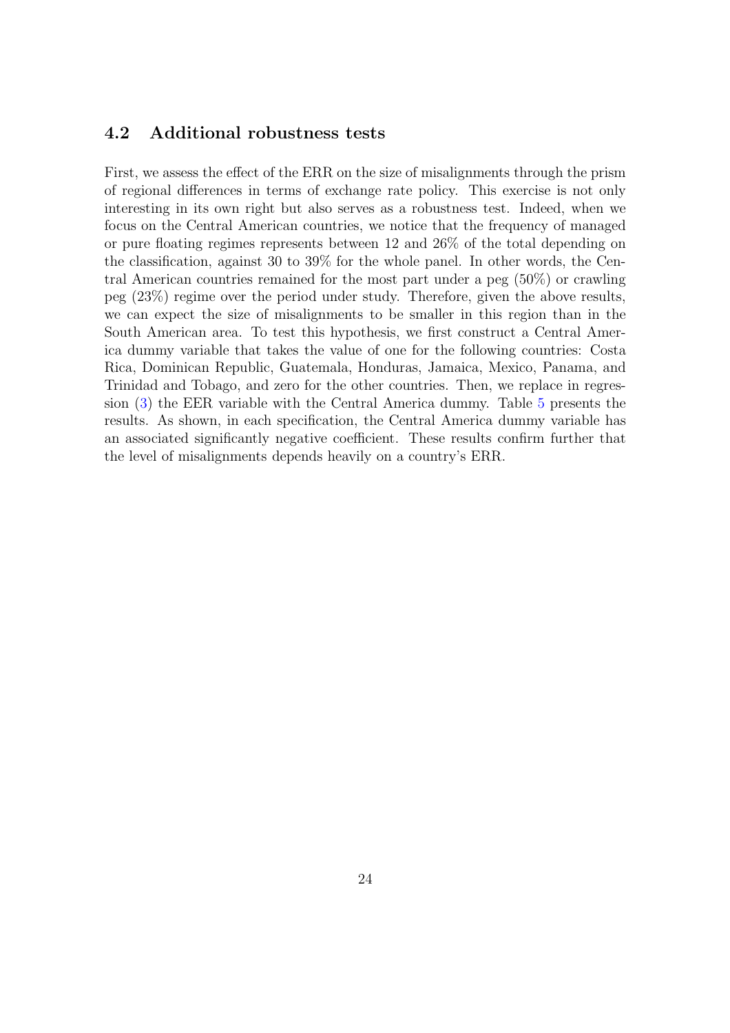### 4.2 Additional robustness tests

First, we assess the effect of the ERR on the size of misalignments through the prism of regional differences in terms of exchange rate policy. This exercise is not only interesting in its own right but also serves as a robustness test. Indeed, when we focus on the Central American countries, we notice that the frequency of managed or pure floating regimes represents between 12 and 26% of the total depending on the classification, against 30 to 39% for the whole panel. In other words, the Central American countries remained for the most part under a peg (50%) or crawling peg (23%) regime over the period under study. Therefore, given the above results, we can expect the size of misalignments to be smaller in this region than in the South American area. To test this hypothesis, we first construct a Central America dummy variable that takes the value of one for the following countries: Costa Rica, Dominican Republic, Guatemala, Honduras, Jamaica, Mexico, Panama, and Trinidad and Tobago, and zero for the other countries. Then, we replace in regression (3) the EER variable with the Central America dummy. Table 5 presents the results. As shown, in each specification, the Central America dummy variable has an associated significantly negative coefficient. These results confirm further that the level of misalignments depends heavily on a country's ERR.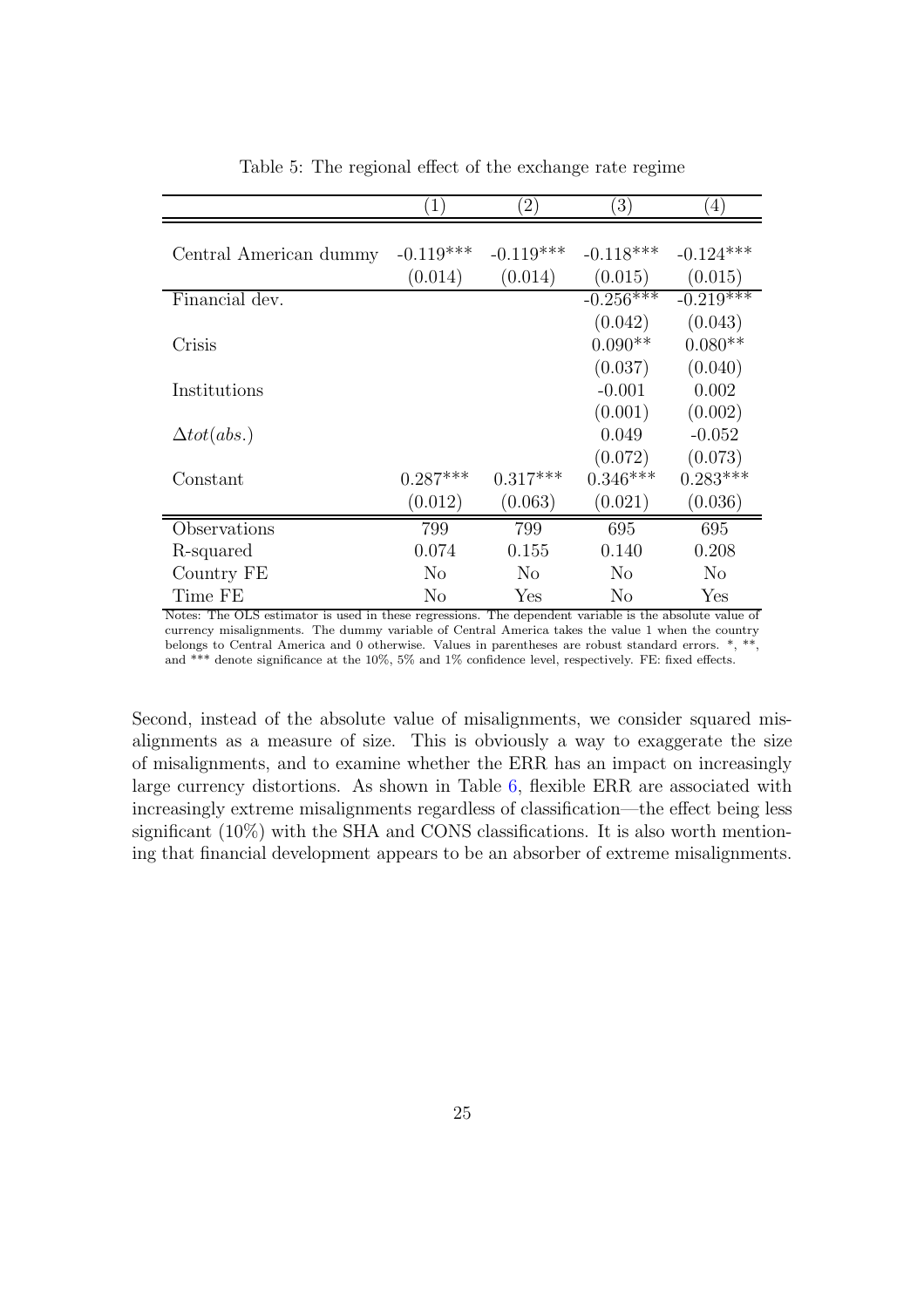Table 5: The regional effect of the exchange rate regime

| | (1) | (2) | (3) | (4) |
|---|---|---|---|---|
| Central American dummy | -0.119*** | -0.119*** | -0.118*** | -0.124*** |
| | (0.014) | (0.014) | (0.015) | (0.015) |
| Financial dev. | | | -0.256*** | -0.219*** |
| | | | (0.042) | (0.043) |
| Crisis | | | 0.090** | 0.080** |
| | | | (0.037) | (0.040) |
| Institutions | | | -0.001 | 0.002 |
| | | | (0.001) | (0.002) |
| $\Delta tot(abs.)$ | | | 0.049 | -0.052 |
| | | | (0.072) | (0.073) |
| Constant | 0.287*** | 0.317*** | 0.346*** | 0.283*** |
| | (0.012) | (0.063) | (0.021) | (0.036) |
| Observations | 799 | 799 | 695 | 695 |
| R-squared | 0.074 | 0.155 | 0.140 | 0.208 |
| Country FE | No | No | No | No |
| Time FE | No | Yes | No | Yes |

Notes: The OLS estimator is used in these regressions. The dependent variable is the absolute value of currency misalignments. The dummy variable of Central America takes the value 1 when the country belongs to Central America and 0 otherwise. Values in parentheses are robust standard errors. *, **, and *** denote significance at the 10%, 5% and 1% confidence level, respectively. FE: fixed effects.

Second, instead of the absolute value of misalignments, we consider squared misalignments as a measure of size. This is obviously a way to exaggerate the size of misalignments, and to examine whether the ERR has an impact on increasingly large currency distortions. As shown in Table 6, flexible ERR are associated with increasingly extreme misalignments regardless of classification—the effect being less significant (10%) with the SHA and CONS classifications. It is also worth mentioning that financial development appears to be an absorber of extreme misalignments.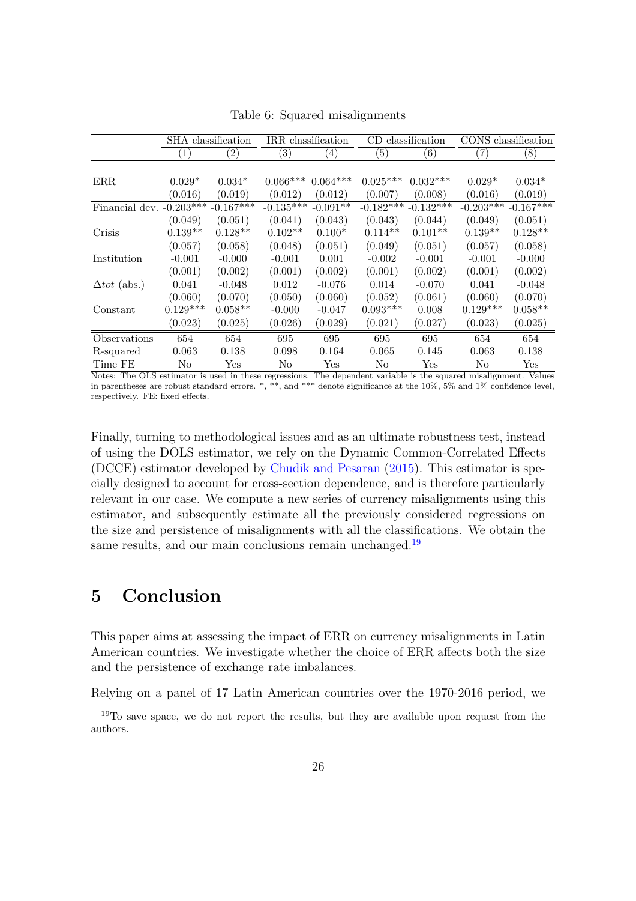Table 6: Squared misalignments

| | SHA classification | | IRR classification | | CD classification | | CONS classification | |
|---|---|---|---|---|---|---|---|---|
| | (1) | (2) | (3) | (4) | (5) | (6) | (7) | (8) |
| ERR | 0.029* | 0.034* | 0.066*** | 0.064*** | 0.025*** | 0.032*** | 0.029* | 0.034* |
| | (0.016) | (0.019) | (0.012) | (0.012) | (0.007) | (0.008) | (0.016) | (0.019) |
| Financial dev. | -0.203*** | -0.167*** | -0.135*** | -0.091** | -0.182*** | -0.132*** | -0.203*** | -0.167*** |
| | (0.049) | (0.051) | (0.041) | (0.043) | (0.043) | (0.044) | (0.049) | (0.051) |
| Crisis | 0.139** | 0.128** | 0.102** | 0.100* | 0.114** | 0.101** | 0.139** | 0.128** |
| | (0.057) | (0.058) | (0.048) | (0.051) | (0.049) | (0.051) | (0.057) | (0.058) |
| Institution | -0.001 | -0.000 | -0.001 | 0.001 | -0.002 | -0.001 | -0.001 | -0.000 |
| | (0.001) | (0.002) | (0.001) | (0.002) | (0.001) | (0.002) | (0.001) | (0.002) |
| $\Delta tot$ (abs.) | 0.041 | -0.048 | 0.012 | -0.076 | 0.014 | -0.070 | 0.041 | -0.048 |
| | (0.060) | (0.070) | (0.050) | (0.060) | (0.052) | (0.061) | (0.060) | (0.070) |
| Constant | 0.129*** | 0.058** | -0.000 | -0.047 | 0.093*** | 0.008 | 0.129*** | 0.058** |
| | (0.023) | (0.025) | (0.026) | (0.029) | (0.021) | (0.027) | (0.023) | (0.025) |
| Observations | 654 | 654 | 695 | 695 | 695 | 695 | 654 | 654 |
| R-squared | 0.063 | 0.138 | 0.098 | 0.164 | 0.065 | 0.145 | 0.063 | 0.138 |
| Time FE | No | Yes | No | Yes | No | Yes | No | Yes |

Notes: The OLS estimator is used in these regressions. The dependent variable is the squared misalignment. Values in parentheses are robust standard errors. *, **, and *** denote significance at the 10%, 5% and 1% confidence level, respectively. FE: fixed effects.

Finally, turning to methodological issues and as an ultimate robustness test, instead of using the DOLS estimator, we rely on the Dynamic Common-Correlated Effects (DCCE) estimator developed by Chudik and Pesaran (2015). This estimator is specially designed to account for cross-section dependence, and is therefore particularly relevant in our case. We compute a new series of currency misalignments using this estimator, and subsequently estimate all the previously considered regressions on the size and persistence of misalignments with all the classifications. We obtain the same results, and our main conclusions remain unchanged.[19]

# 5 Conclusion

This paper aims at assessing the impact of ERR on currency misalignments in Latin American countries. We investigate whether the choice of ERR affects both the size and the persistence of exchange rate imbalances.

Relying on a panel of 17 Latin American countries over the 1970-2016 period, we

[19] To save space, we do not report the results, but they are available upon request from the authors.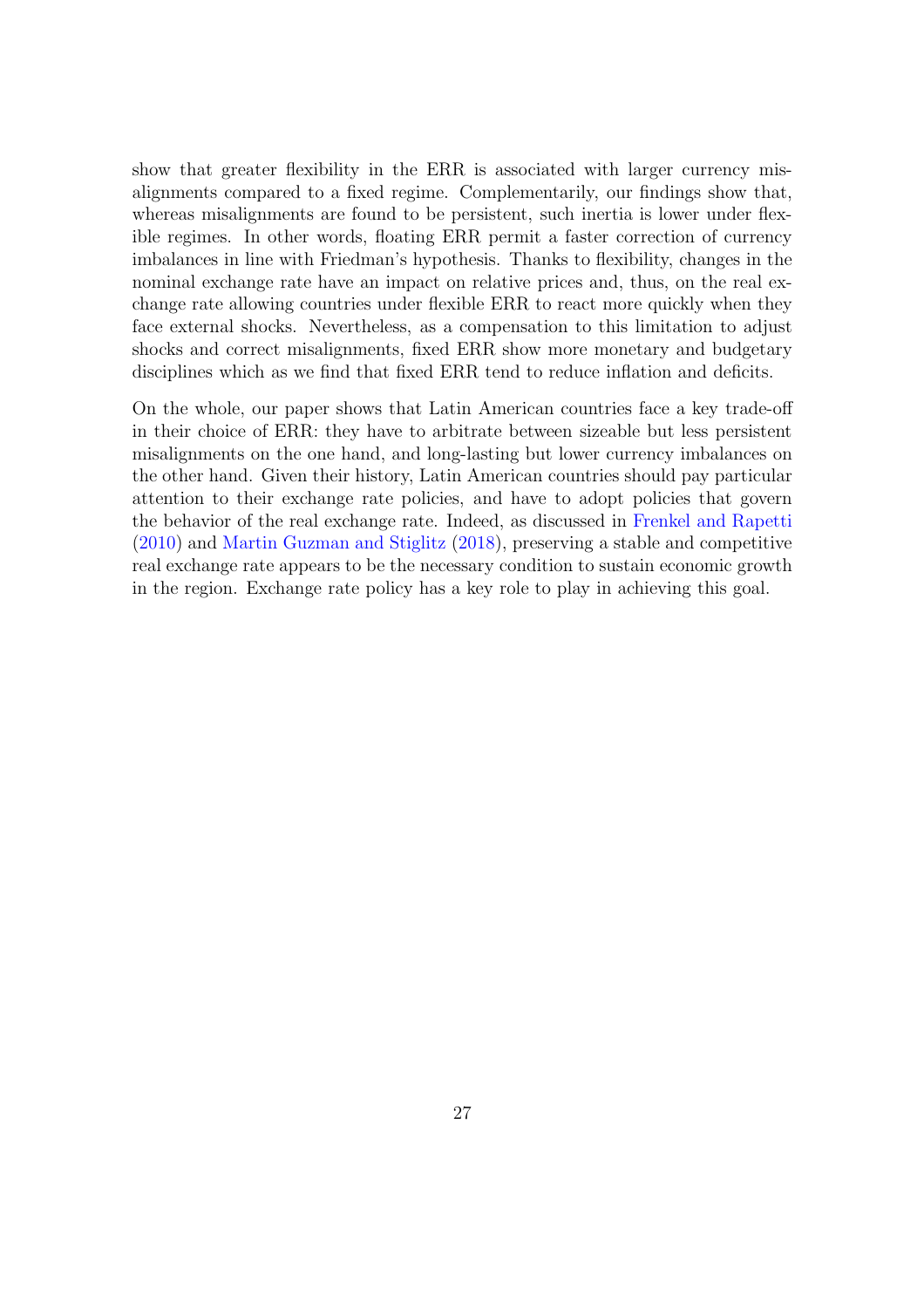show that greater flexibility in the ERR is associated with larger currency misalignments compared to a fixed regime. Complementarily, our findings show that, whereas misalignments are found to be persistent, such inertia is lower under flexible regimes. In other words, floating ERR permit a faster correction of currency imbalances in line with Friedman's hypothesis. Thanks to flexibility, changes in the nominal exchange rate have an impact on relative prices and, thus, on the real exchange rate allowing countries under flexible ERR to react more quickly when they face external shocks. Nevertheless, as a compensation to this limitation to adjust shocks and correct misalignments, fixed ERR show more monetary and budgetary disciplines which as we find that fixed ERR tend to reduce inflation and deficits.

On the whole, our paper shows that Latin American countries face a key trade-off in their choice of ERR: they have to arbitrate between sizeable but less persistent misalignments on the one hand, and long-lasting but lower currency imbalances on the other hand. Given their history, Latin American countries should pay particular attention to their exchange rate policies, and have to adopt policies that govern the behavior of the real exchange rate. Indeed, as discussed in Frenkel and Rapetti (2010) and Martin Guzman and Stiglitz (2018), preserving a stable and competitive real exchange rate appears to be the necessary condition to sustain economic growth in the region. Exchange rate policy has a key role to play in achieving this goal.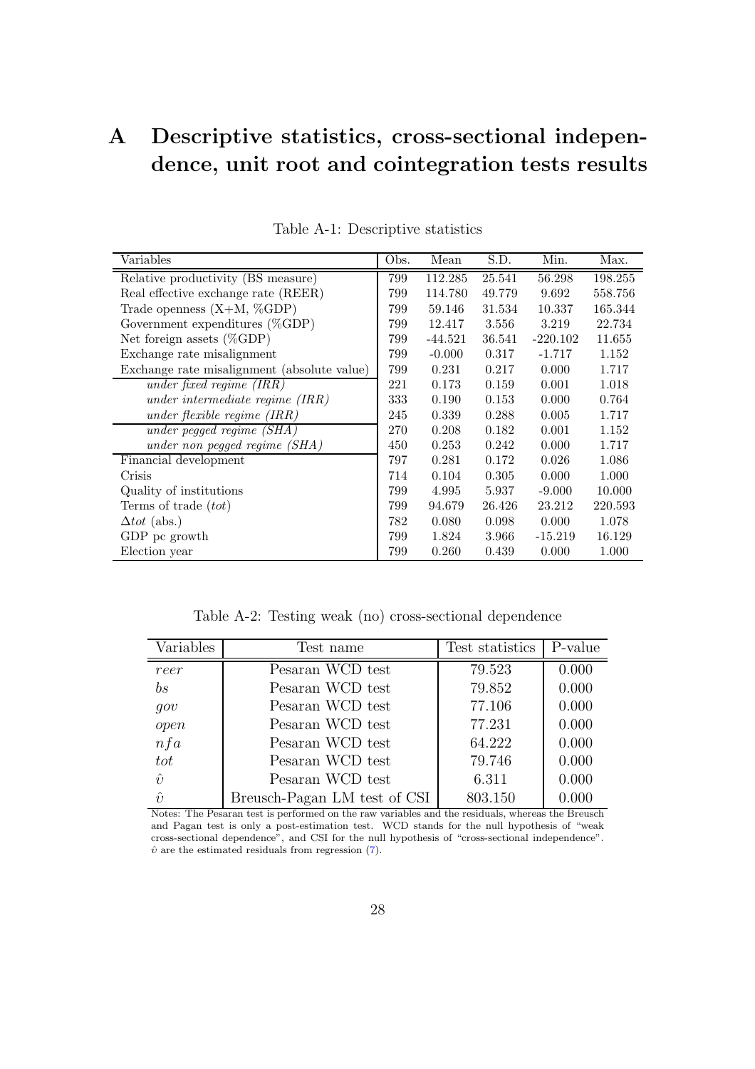# A Descriptive statistics, cross-sectional independence, unit root and cointegration tests results

Table A-1: Descriptive statistics

| Variables | Obs. | Mean | S.D. | Min. | Max. |
|---|---|---|---|---|---|
| Relative productivity (BS measure) | 799 | 112.285 | 25.541 | 56.298 | 198.255 |
| Real effective exchange rate (REER) | 799 | 114.780 | 49.779 | 9.692 | 558.756 |
| Trade openness (X+M, %GDP) | 799 | 59.146 | 31.534 | 10.337 | 165.344 |
| Government expenditures (%GDP) | 799 | 12.417 | 3.556 | 3.219 | 22.734 |
| Net foreign assets (%GDP) | 799 | -44.521 | 36.541 | -220.102 | 11.655 |
| Exchange rate misalignment | 799 | -0.000 | 0.317 | -1.717 | 1.152 |
| Exchange rate misalignment (absolute value) | 799 | 0.231 | 0.217 | 0.000 | 1.717 |
| *under fixed regime (IRR)* | 221 | 0.173 | 0.159 | 0.001 | 1.018 |
| *under intermediate regime (IRR)* | 333 | 0.190 | 0.153 | 0.000 | 0.764 |
| *under flexible regime (IRR)* | 245 | 0.339 | 0.288 | 0.005 | 1.717 |
| *under pegged regime (SHA)* | 270 | 0.208 | 0.182 | 0.001 | 1.152 |
| *under non pegged regime (SHA)* | 450 | 0.253 | 0.242 | 0.000 | 1.717 |
| Financial development | 797 | 0.281 | 0.172 | 0.026 | 1.086 |
| Crisis | 714 | 0.104 | 0.305 | 0.000 | 1.000 |
| Quality of institutions | 799 | 4.995 | 5.937 | -9.000 | 10.000 |
| Terms of trade ($tot$) | 799 | 94.679 | 26.426 | 23.212 | 220.593 |
| $\Delta tot$ (abs.) | 782 | 0.080 | 0.098 | 0.000 | 1.078 |
| GDP pc growth | 799 | 1.824 | 3.966 | -15.219 | 16.129 |
| Election year | 799 | 0.260 | 0.439 | 0.000 | 1.000 |

Table A-2: Testing weak (no) cross-sectional dependence

| Variables | Test name | Test statistics | P-value |
|---|---|---|---|
| $reer$ | Pesaran WCD test | 79.523 | 0.000 |
| $bs$ | Pesaran WCD test | 79.852 | 0.000 |
| $gov$ | Pesaran WCD test | 77.106 | 0.000 |
| $open$ | Pesaran WCD test | 77.231 | 0.000 |
| $nfa$ | Pesaran WCD test | 64.222 | 0.000 |
| $tot$ | Pesaran WCD test | 79.746 | 0.000 |
| $\hat{\upsilon}$ | Pesaran WCD test | 6.311 | 0.000 |
| $\hat{\upsilon}$ | Breusch-Pagan LM test of CSI | 803.150 | 0.000 |

Notes: The Pesaran test is performed on the raw variables and the residuals, whereas the Breusch and Pagan test is only a post-estimation test. WCD stands for the null hypothesis of "weak cross-sectional dependence", and CSI for the null hypothesis of "cross-sectional independence". $\hat{\upsilon}$ are the estimated residuals from regression (7).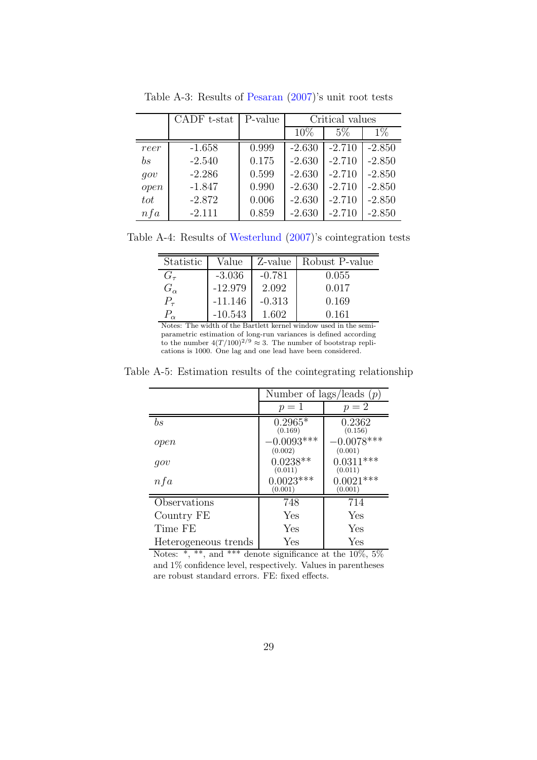Table A-3: Results of Pesaran (2007)'s unit root tests

| | CADF t-stat | P-value | Critical values | | |
|---|---|---|---|---|---|
| | | | 10% | 5% | 1% |
| *reer* | -1.658 | 0.999 | -2.630 | -2.710 | -2.850 |
| *bs* | -2.540 | 0.175 | -2.630 | -2.710 | -2.850 |
| *gov* | -2.286 | 0.599 | -2.630 | -2.710 | -2.850 |
| *open* | -1.847 | 0.990 | -2.630 | -2.710 | -2.850 |
| *tot* | -2.872 | 0.006 | -2.630 | -2.710 | -2.850 |
| *nfa* | -2.111 | 0.859 | -2.630 | -2.710 | -2.850 |

Table A-4: Results of Westerlund (2007)'s cointegration tests

| Statistic | Value | Z-value | Robust P-value |
|---|---|---|---|
| $G_\tau$ | -3.036 | -0.781 | 0.055 |
| $G_\alpha$ | -12.979 | 2.092 | 0.017 |
| $P_\tau$ | -11.146 | -0.313 | 0.169 |
| $P_\alpha$ | -10.543 | 1.602 | 0.161 |

Notes: The width of the Bartlett kernel window used in the semi-parametric estimation of long-run variances is defined according to the number $4(T/100)^{2/9} \approx 3$. The number of bootstrap replications is 1000. One lag and one lead have been considered.

Table A-5: Estimation results of the cointegrating relationship

| | Number of lags/leads ($p$) | |
|---|---|---|
| | $p = 1$ | $p = 2$ |
| *bs* | 0.2965* (0.169) | 0.2362 (0.156) |
| *open* | −0.0093*** (0.002) | −0.0078*** (0.001) |
| *gov* | 0.0238** (0.011) | 0.0311*** (0.011) |
| *nfa* | 0.0023*** (0.001) | 0.0021*** (0.001) |
| Observations | 748 | 714 |
| Country FE | Yes | Yes |
| Time FE | Yes | Yes |
| Heterogeneous trends | Yes | Yes |

Notes: *, **, and *** denote significance at the 10%, 5% and 1% confidence level, respectively. Values in parentheses are robust standard errors. FE: fixed effects.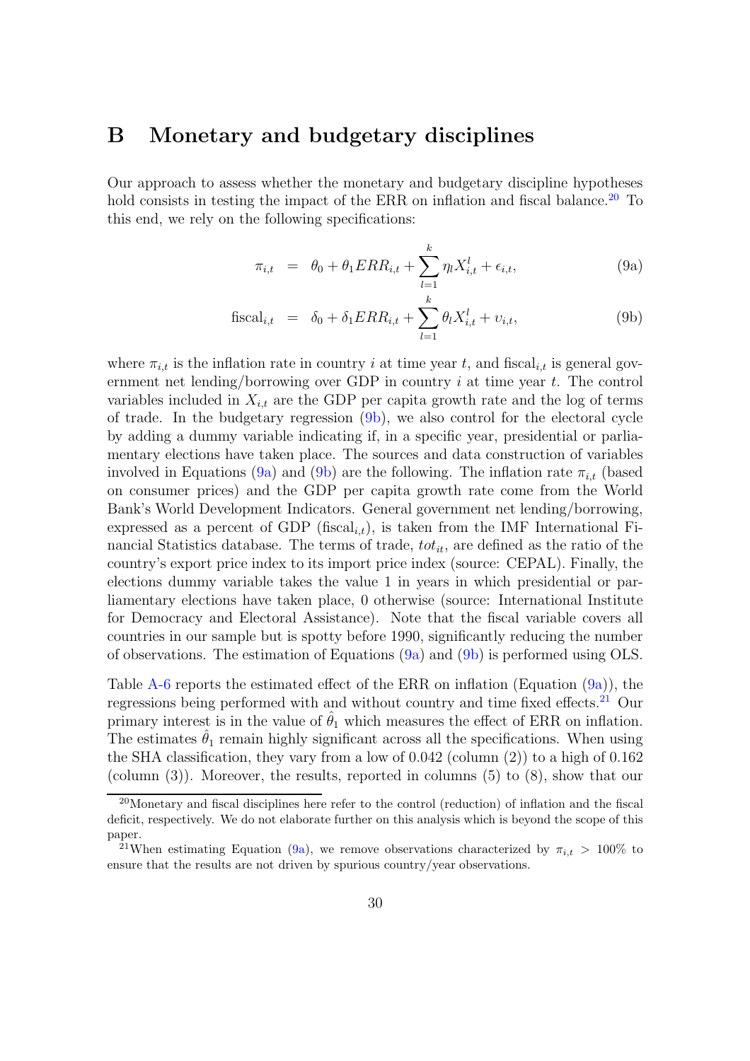# B Monetary and budgetary disciplines

Our approach to assess whether the monetary and budgetary discipline hypotheses hold consists in testing the impact of the ERR on inflation and fiscal balance.[20] To this end, we rely on the following specifications:

$$\pi_{i,t} = \theta_0 + \theta_1 ERR_{i,t} + \sum_{l=1}^{k} \eta_l X_{i,t}^l + \epsilon_{i,t}, \tag{9a}$$

$$\text{fiscal}_{i,t} = \delta_0 + \delta_1 ERR_{i,t} + \sum_{l=1}^{k} \theta_l X_{i,t}^l + \upsilon_{i,t}, \tag{9b}$$

where $\pi_{i,t}$ is the inflation rate in country $i$ at time year $t$, and $\text{fiscal}_{i,t}$ is general government net lending/borrowing over GDP in country $i$ at time year $t$. The control variables included in $X_{i,t}$ are the GDP per capita growth rate and the log of terms of trade. In the budgetary regression (9b), we also control for the electoral cycle by adding a dummy variable indicating if, in a specific year, presidential or parliamentary elections have taken place. The sources and data construction of variables involved in Equations (9a) and (9b) are the following. The inflation rate $\pi_{i,t}$ (based on consumer prices) and the GDP per capita growth rate come from the World Bank's World Development Indicators. General government net lending/borrowing, expressed as a percent of GDP ($\text{fiscal}_{i,t}$), is taken from the IMF International Financial Statistics database. The terms of trade, $tot_{it}$, are defined as the ratio of the country's export price index to its import price index (source: CEPAL). Finally, the elections dummy variable takes the value 1 in years in which presidential or parliamentary elections have taken place, 0 otherwise (source: International Institute for Democracy and Electoral Assistance). Note that the fiscal variable covers all countries in our sample but is spotty before 1990, significantly reducing the number of observations. The estimation of Equations (9a) and (9b) is performed using OLS.

Table A-6 reports the estimated effect of the ERR on inflation (Equation (9a)), the regressions being performed with and without country and time fixed effects.[21] Our primary interest is in the value of $\hat{\theta}_1$ which measures the effect of ERR on inflation. The estimates $\hat{\theta}_1$ remain highly significant across all the specifications. When using the SHA classification, they vary from a low of 0.042 (column (2)) to a high of 0.162 (column (3)). Moreover, the results, reported in columns (5) to (8), show that our

[20] Monetary and fiscal disciplines here refer to the control (reduction) of inflation and the fiscal deficit, respectively. We do not elaborate further on this analysis which is beyond the scope of this paper.

[21] When estimating Equation (9a), we remove observations characterized by $\pi_{i,t} > 100\%$ to ensure that the results are not driven by spurious country/year observations.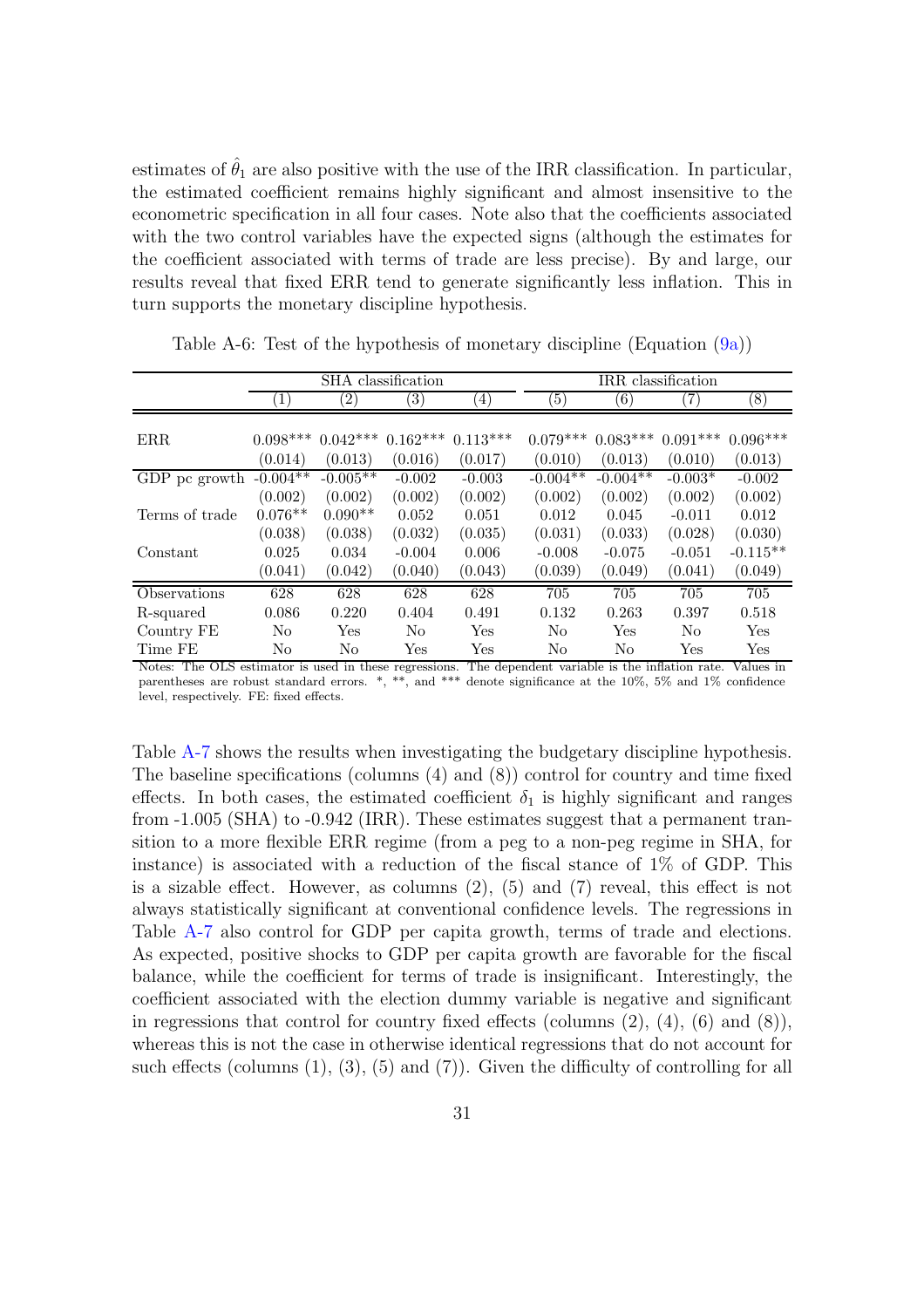estimates of $\hat{\theta}_1$ are also positive with the use of the IRR classification. In particular, the estimated coefficient remains highly significant and almost insensitive to the econometric specification in all four cases. Note also that the coefficients associated with the two control variables have the expected signs (although the estimates for the coefficient associated with terms of trade are less precise). By and large, our results reveal that fixed ERR tend to generate significantly less inflation. This in turn supports the monetary discipline hypothesis.

Table A-6: Test of the hypothesis of monetary discipline (Equation (9a))

| | SHA classification | | | | IRR classification | | | |
|---|---|---|---|---|---|---|---|---|
| | (1) | (2) | (3) | (4) | (5) | (6) | (7) | (8) |
| ERR | 0.098*** | 0.042*** | 0.162*** | 0.113*** | 0.079*** | 0.083*** | 0.091*** | 0.096*** |
| | (0.014) | (0.013) | (0.016) | (0.017) | (0.010) | (0.013) | (0.010) | (0.013) |
| GDP pc growth | -0.004** | -0.005** | -0.002 | -0.003 | -0.004** | -0.004** | -0.003* | -0.002 |
| | (0.002) | (0.002) | (0.002) | (0.002) | (0.002) | (0.002) | (0.002) | (0.002) |
| Terms of trade | 0.076** | 0.090** | 0.052 | 0.051 | 0.012 | 0.045 | -0.011 | 0.012 |
| | (0.038) | (0.038) | (0.032) | (0.035) | (0.031) | (0.033) | (0.028) | (0.030) |
| Constant | 0.025 | 0.034 | -0.004 | 0.006 | -0.008 | -0.075 | -0.051 | -0.115** |
| | (0.041) | (0.042) | (0.040) | (0.043) | (0.039) | (0.049) | (0.041) | (0.049) |
| Observations | 628 | 628 | 628 | 628 | 705 | 705 | 705 | 705 |
| R-squared | 0.086 | 0.220 | 0.404 | 0.491 | 0.132 | 0.263 | 0.397 | 0.518 |
| Country FE | No | Yes | No | Yes | No | Yes | No | Yes |
| Time FE | No | No | Yes | Yes | No | No | Yes | Yes |

Notes: The OLS estimator is used in these regressions. The dependent variable is the inflation rate. Values in parentheses are robust standard errors. *, **, and *** denote significance at the 10%, 5% and 1% confidence level, respectively. FE: fixed effects.

Table A-7 shows the results when investigating the budgetary discipline hypothesis. The baseline specifications (columns (4) and (8)) control for country and time fixed effects. In both cases, the estimated coefficient $\delta_1$ is highly significant and ranges from -1.005 (SHA) to -0.942 (IRR). These estimates suggest that a permanent transition to a more flexible ERR regime (from a peg to a non-peg regime in SHA, for instance) is associated with a reduction of the fiscal stance of 1% of GDP. This is a sizable effect. However, as columns (2), (5) and (7) reveal, this effect is not always statistically significant at conventional confidence levels. The regressions in Table A-7 also control for GDP per capita growth, terms of trade and elections. As expected, positive shocks to GDP per capita growth are favorable for the fiscal balance, while the coefficient for terms of trade is insignificant. Interestingly, the coefficient associated with the election dummy variable is negative and significant in regressions that control for country fixed effects (columns (2), (4), (6) and (8)), whereas this is not the case in otherwise identical regressions that do not account for such effects (columns (1), (3), (5) and (7)). Given the difficulty of controlling for all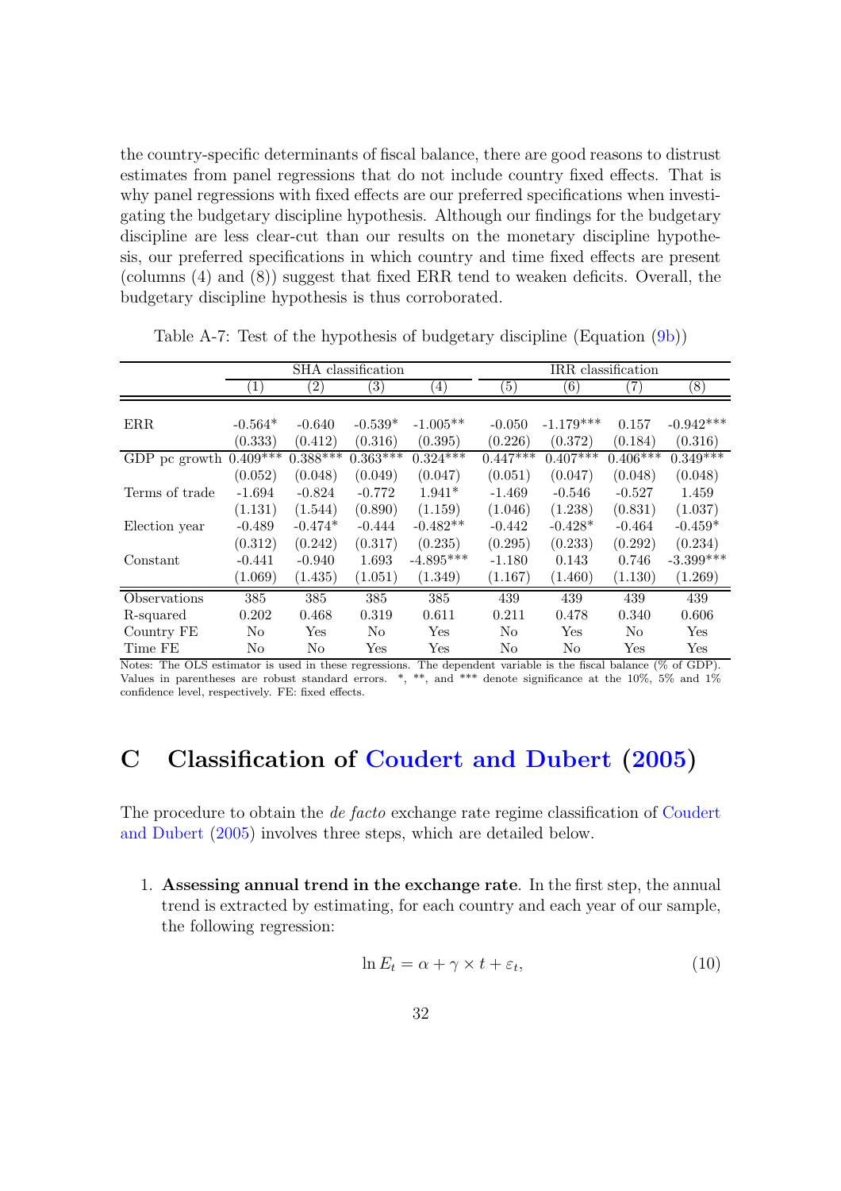the country-specific determinants of fiscal balance, there are good reasons to distrust estimates from panel regressions that do not include country fixed effects. That is why panel regressions with fixed effects are our preferred specifications when investigating the budgetary discipline hypothesis. Although our findings for the budgetary discipline are less clear-cut than our results on the monetary discipline hypothesis, our preferred specifications in which country and time fixed effects are present (columns (4) and (8)) suggest that fixed ERR tend to weaken deficits. Overall, the budgetary discipline hypothesis is thus corroborated.

Table A-7: Test of the hypothesis of budgetary discipline (Equation (9b))

| | SHA classification | | | | IRR classification | | | |
|---|---|---|---|---|---|---|---|---|
| | (1) | (2) | (3) | (4) | (5) | (6) | (7) | (8) |
| ERR | -0.564* | -0.640 | -0.539* | -1.005** | -0.050 | -1.179*** | 0.157 | -0.942*** |
| | (0.333) | (0.412) | (0.316) | (0.395) | (0.226) | (0.372) | (0.184) | (0.316) |
| GDP pc growth | 0.409*** | 0.388*** | 0.363*** | 0.324*** | 0.447*** | 0.407*** | 0.406*** | 0.349*** |
| | (0.052) | (0.048) | (0.049) | (0.047) | (0.051) | (0.047) | (0.048) | (0.048) |
| Terms of trade | -1.694 | -0.824 | -0.772 | 1.941* | -1.469 | -0.546 | -0.527 | 1.459 |
| | (1.131) | (1.544) | (0.890) | (1.159) | (1.046) | (1.238) | (0.831) | (1.037) |
| Election year | -0.489 | -0.474* | -0.444 | -0.482** | -0.442 | -0.428* | -0.464 | -0.459* |
| | (0.312) | (0.242) | (0.317) | (0.235) | (0.295) | (0.233) | (0.292) | (0.234) |
| Constant | -0.441 | -0.940 | 1.693 | -4.895*** | -1.180 | 0.143 | 0.746 | -3.399*** |
| | (1.069) | (1.435) | (1.051) | (1.349) | (1.167) | (1.460) | (1.130) | (1.269) |
| Observations | 385 | 385 | 385 | 385 | 439 | 439 | 439 | 439 |
| R-squared | 0.202 | 0.468 | 0.319 | 0.611 | 0.211 | 0.478 | 0.340 | 0.606 |
| Country FE | No | Yes | No | Yes | No | Yes | No | Yes |
| Time FE | No | No | Yes | Yes | No | No | Yes | Yes |

Notes: The OLS estimator is used in these regressions. The dependent variable is the fiscal balance (% of GDP). Values in parentheses are robust standard errors. *, **, and *** denote significance at the 10%, 5% and 1% confidence level, respectively. FE: fixed effects.

# C Classification of Coudert and Dubert (2005)

The procedure to obtain the *de facto* exchange rate regime classification of Coudert and Dubert (2005) involves three steps, which are detailed below.

1. **Assessing annual trend in the exchange rate**. In the first step, the annual trend is extracted by estimating, for each country and each year of our sample, the following regression:

$$\ln E_t = \alpha + \gamma \times t + \varepsilon_t, \tag{10}$$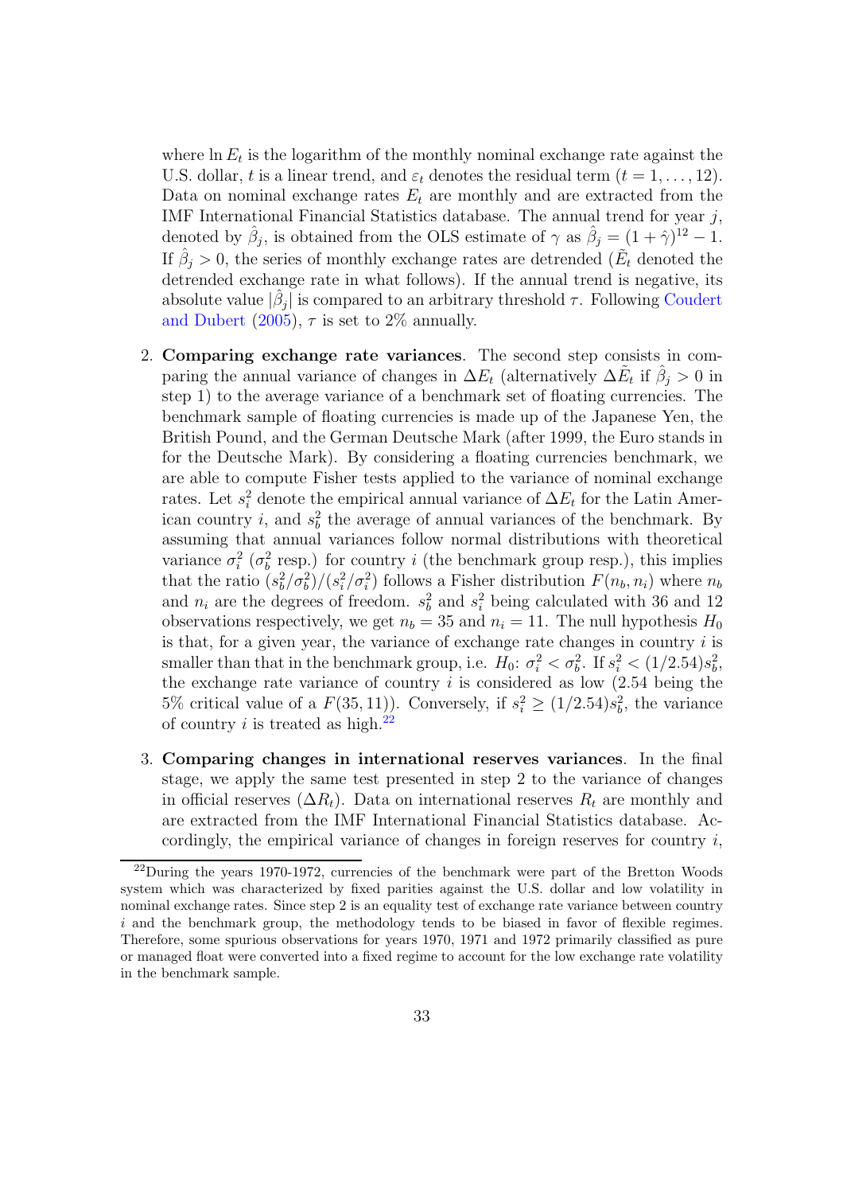where $\ln E_t$ is the logarithm of the monthly nominal exchange rate against the U.S. dollar, $t$ is a linear trend, and $\varepsilon_t$ denotes the residual term ($t = 1, \ldots, 12$). Data on nominal exchange rates $E_t$ are monthly and are extracted from the IMF International Financial Statistics database. The annual trend for year $j$, denoted by $\hat{\beta}_j$, is obtained from the OLS estimate of $\gamma$ as $\hat{\beta}_j = (1 + \hat{\gamma})^{12} - 1$. If $\hat{\beta}_j > 0$, the series of monthly exchange rates are detrended ($\tilde{E}_t$ denoted the detrended exchange rate in what follows). If the annual trend is negative, its absolute value $|\hat{\beta}_j|$ is compared to an arbitrary threshold $\tau$. Following Coudert and Dubert (2005), $\tau$ is set to 2% annually.

2. **Comparing exchange rate variances**. The second step consists in comparing the annual variance of changes in $\Delta E_t$ (alternatively $\Delta \tilde{E}_t$ if $\hat{\beta}_j > 0$ in step 1) to the average variance of a benchmark set of floating currencies. The benchmark sample of floating currencies is made up of the Japanese Yen, the British Pound, and the German Deutsche Mark (after 1999, the Euro stands in for the Deutsche Mark). By considering a floating currencies benchmark, we are able to compute Fisher tests applied to the variance of nominal exchange rates. Let $s_i^2$ denote the empirical annual variance of $\Delta E_t$ for the Latin American country $i$, and $s_b^2$ the average of annual variances of the benchmark. By assuming that annual variances follow normal distributions with theoretical variance $\sigma_i^2$ ($\sigma_b^2$ resp.) for country $i$ (the benchmark group resp.), this implies that the ratio $(s_b^2/\sigma_b^2)/(s_i^2/\sigma_i^2)$ follows a Fisher distribution $F(n_b, n_i)$ where $n_b$ and $n_i$ are the degrees of freedom. $s_b^2$ and $s_i^2$ being calculated with 36 and 12 observations respectively, we get $n_b = 35$ and $n_i = 11$. The null hypothesis $H_0$ is that, for a given year, the variance of exchange rate changes in country $i$ is smaller than that in the benchmark group, i.e. $H_0$: $\sigma_i^2 < \sigma_b^2$. If $s_i^2 < (1/2.54)s_b^2$, the exchange rate variance of country $i$ is considered as low (2.54 being the 5% critical value of a $F(35, 11)$). Conversely, if $s_i^2 \geq (1/2.54)s_b^2$, the variance of country $i$ is treated as high.[22]

3. **Comparing changes in international reserves variances**. In the final stage, we apply the same test presented in step 2 to the variance of changes in official reserves ($\Delta R_t$). Data on international reserves $R_t$ are monthly and are extracted from the IMF International Financial Statistics database. Accordingly, the empirical variance of changes in foreign reserves for country $i$,

[22] During the years 1970-1972, currencies of the benchmark were part of the Bretton Woods system which was characterized by fixed parities against the U.S. dollar and low volatility in nominal exchange rates. Since step 2 is an equality test of exchange rate variance between country $i$ and the benchmark group, the methodology tends to be biased in favor of flexible regimes. Therefore, some spurious observations for years 1970, 1971 and 1972 primarily classified as pure or managed float were converted into a fixed regime to account for the low exchange rate volatility in the benchmark sample.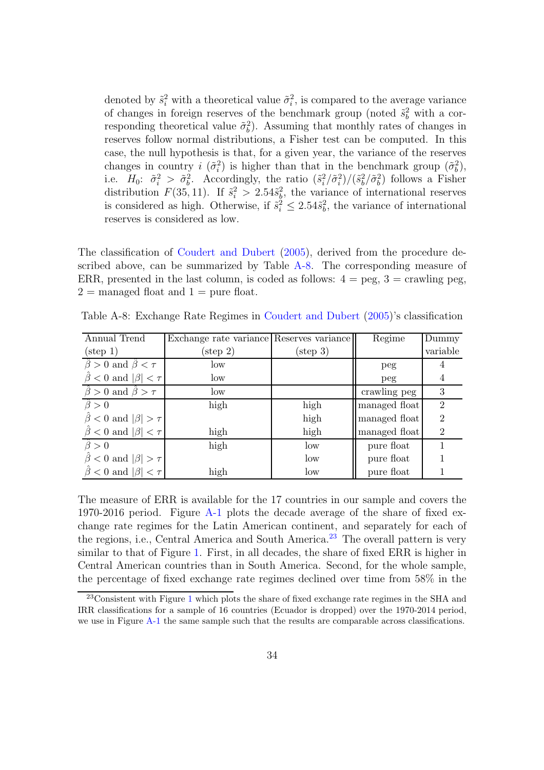denoted by $\tilde{s}_i^2$ with a theoretical value $\tilde{\sigma}_i^2$, is compared to the average variance of changes in foreign reserves of the benchmark group (noted $\tilde{s}_b^2$ with a corresponding theoretical value $\tilde{\sigma}_b^2$). Assuming that monthly rates of changes in reserves follow normal distributions, a Fisher test can be computed. In this case, the null hypothesis is that, for a given year, the variance of the reserves changes in country $i$ ($\tilde{\sigma}_i^2$) is higher than that in the benchmark group ($\tilde{\sigma}_b^2$), i.e. $H_0$: $\tilde{\sigma}_i^2 > \tilde{\sigma}_b^2$. Accordingly, the ratio $(\tilde{s}_i^2/\tilde{\sigma}_i^2)/(\tilde{s}_b^2/\tilde{\sigma}_b^2)$ follows a Fisher distribution $F(35, 11)$. If $\tilde{s}_i^2 > 2.54\tilde{s}_b^2$, the variance of international reserves is considered as high. Otherwise, if $\tilde{s}_i^2 \leq 2.54\tilde{s}_b^2$, the variance of international reserves is considered as low.

The classification of Coudert and Dubert (2005), derived from the procedure described above, can be summarized by Table A-8. The corresponding measure of ERR, presented in the last column, is coded as follows: 4 = peg, 3 = crawling peg, 2 = managed float and 1 = pure float.

Table A-8: Exchange Rate Regimes in Coudert and Dubert (2005)'s classification

| Annual Trend (step 1) | Exchange rate variance (step 2) | Reserves variance (step 3) | Regime | Dummy variable |
|---|---|---|---|---|
| $\hat{\beta} > 0$ and $\hat{\beta} < \tau$ | low | | peg | 4 |
| $\hat{\beta} < 0$ and $\|\beta\| < \tau$ | low | | peg | 4 |
| $\hat{\beta} > 0$ and $\hat{\beta} > \tau$ | low | | crawling peg | 3 |
| $\hat{\beta} > 0$ | high | high | managed float | 2 |
| $\hat{\beta} < 0$ and $\|\beta\| > \tau$ | | high | managed float | 2 |
| $\hat{\beta} < 0$ and $\|\beta\| < \tau$ | high | high | managed float | 2 |
| $\hat{\beta} > 0$ | high | low | pure float | 1 |
| $\hat{\beta} < 0$ and $\|\beta\| > \tau$ | | low | pure float | 1 |
| $\hat{\beta} < 0$ and $\|\beta\| < \tau$ | high | low | pure float | 1 |

The measure of ERR is available for the 17 countries in our sample and covers the 1970-2016 period. Figure A-1 plots the decade average of the share of fixed exchange rate regimes for the Latin American continent, and separately for each of the regions, i.e., Central America and South America.[23] The overall pattern is very similar to that of Figure 1. First, in all decades, the share of fixed ERR is higher in Central American countries than in South America. Second, for the whole sample, the percentage of fixed exchange rate regimes declined over time from 58% in the

[23] Consistent with Figure 1 which plots the share of fixed exchange rate regimes in the SHA and IRR classifications for a sample of 16 countries (Ecuador is dropped) over the 1970-2014 period, we use in Figure A-1 the same sample such that the results are comparable across classifications.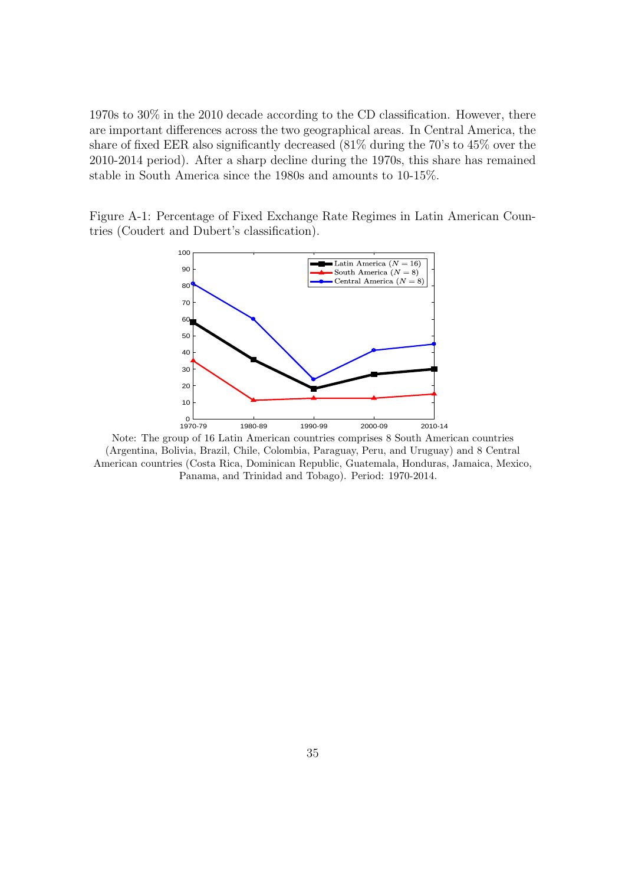1970s to 30% in the 2010 decade according to the CD classification. However, there are important differences across the two geographical areas. In Central America, the share of fixed EER also significantly decreased (81% during the 70's to 45% over the 2010-2014 period). After a sharp decline during the 1970s, this share has remained stable in South America since the 1980s and amounts to 10-15%.

Figure A-1: Percentage of Fixed Exchange Rate Regimes in Latin American Countries (Coudert and Dubert's classification).

Note: The group of 16 Latin American countries comprises 8 South American countries (Argentina, Bolivia, Brazil, Chile, Colombia, Paraguay, Peru, and Uruguay) and 8 Central American countries (Costa Rica, Dominican Republic, Guatemala, Honduras, Jamaica, Mexico, Panama, and Trinidad and Tobago). Period: 1970-2014.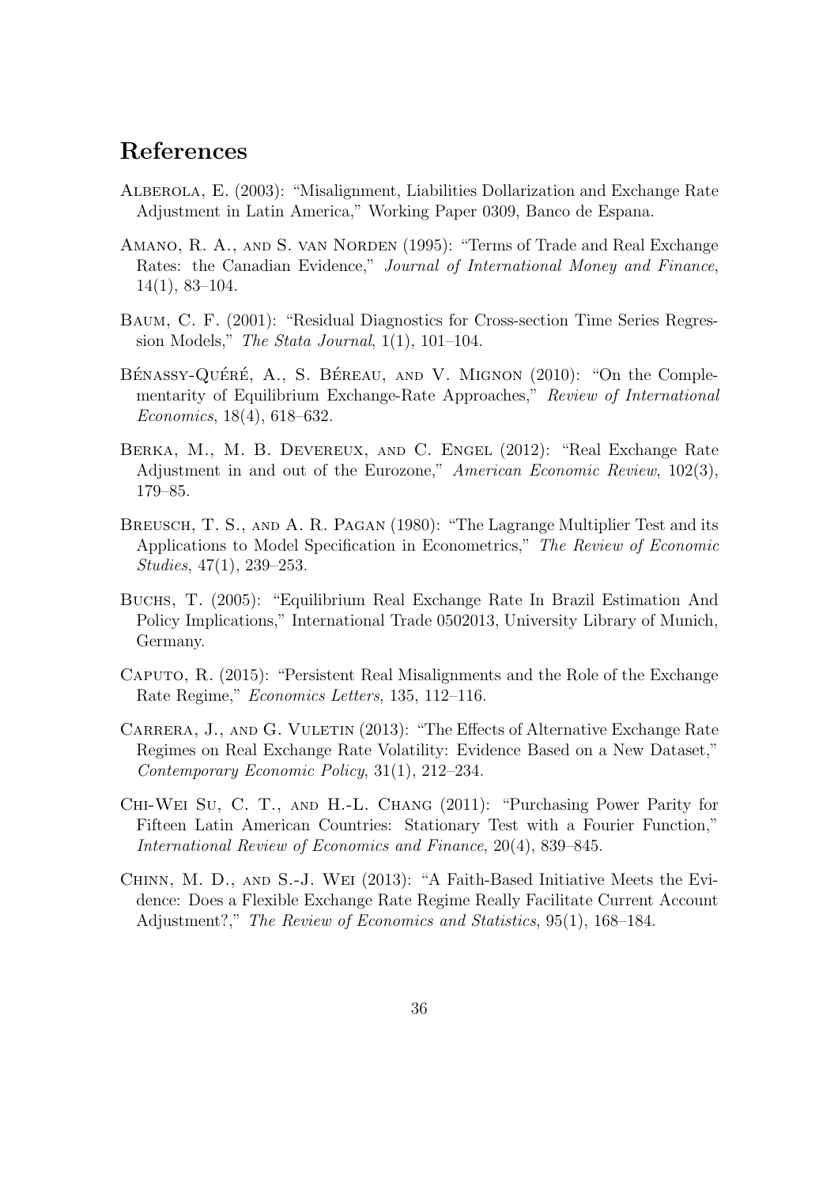# References

Alberola, E. (2003): "Misalignment, Liabilities Dollarization and Exchange Rate Adjustment in Latin America," Working Paper 0309, Banco de Espana.

Amano, R. A., and S. van Norden (1995): "Terms of Trade and Real Exchange Rates: the Canadian Evidence," *Journal of International Money and Finance*, 14(1), 83–104.

Baum, C. F. (2001): "Residual Diagnostics for Cross-section Time Series Regression Models," *The Stata Journal*, 1(1), 101–104.

Bénassy-Quéré, A., S. Béreau, and V. Mignon (2010): "On the Complementarity of Equilibrium Exchange-Rate Approaches," *Review of International Economics*, 18(4), 618–632.

Berka, M., M. B. Devereux, and C. Engel (2012): "Real Exchange Rate Adjustment in and out of the Eurozone," *American Economic Review*, 102(3), 179–85.

Breusch, T. S., and A. R. Pagan (1980): "The Lagrange Multiplier Test and its Applications to Model Specification in Econometrics," *The Review of Economic Studies*, 47(1), 239–253.

Buchs, T. (2005): "Equilibrium Real Exchange Rate In Brazil Estimation And Policy Implications," International Trade 0502013, University Library of Munich, Germany.

Caputo, R. (2015): "Persistent Real Misalignments and the Role of the Exchange Rate Regime," *Economics Letters*, 135, 112–116.

Carrera, J., and G. Vuletin (2013): "The Effects of Alternative Exchange Rate Regimes on Real Exchange Rate Volatility: Evidence Based on a New Dataset," *Contemporary Economic Policy*, 31(1), 212–234.

Chi-Wei Su, C. T., and H.-L. Chang (2011): "Purchasing Power Parity for Fifteen Latin American Countries: Stationary Test with a Fourier Function," *International Review of Economics and Finance*, 20(4), 839–845.

Chinn, M. D., and S.-J. Wei (2013): "A Faith-Based Initiative Meets the Evidence: Does a Flexible Exchange Rate Regime Really Facilitate Current Account Adjustment?," *The Review of Economics and Statistics*, 95(1), 168–184.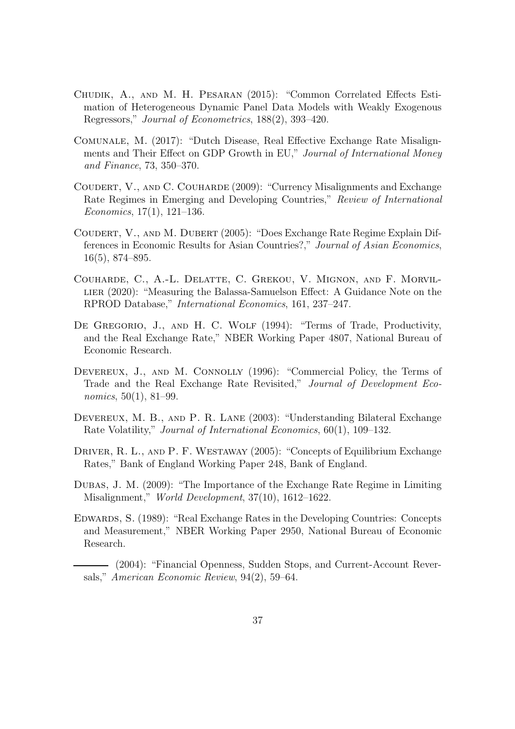Chudik, A., and M. H. Pesaran (2015): "Common Correlated Effects Estimation of Heterogeneous Dynamic Panel Data Models with Weakly Exogenous Regressors," *Journal of Econometrics*, 188(2), 393–420.

Comunale, M. (2017): "Dutch Disease, Real Effective Exchange Rate Misalignments and Their Effect on GDP Growth in EU," *Journal of International Money and Finance*, 73, 350–370.

Coudert, V., and C. Couharde (2009): "Currency Misalignments and Exchange Rate Regimes in Emerging and Developing Countries," *Review of International Economics*, 17(1), 121–136.

Coudert, V., and M. Dubert (2005): "Does Exchange Rate Regime Explain Differences in Economic Results for Asian Countries?," *Journal of Asian Economics*, 16(5), 874–895.

Couharde, C., A.-L. Delatte, C. Grekou, V. Mignon, and F. Morvillier (2020): "Measuring the Balassa-Samuelson Effect: A Guidance Note on the RPROD Database," *International Economics*, 161, 237–247.

De Gregorio, J., and H. C. Wolf (1994): "Terms of Trade, Productivity, and the Real Exchange Rate," NBER Working Paper 4807, National Bureau of Economic Research.

Devereux, J., and M. Connolly (1996): "Commercial Policy, the Terms of Trade and the Real Exchange Rate Revisited," *Journal of Development Economics*, 50(1), 81–99.

Devereux, M. B., and P. R. Lane (2003): "Understanding Bilateral Exchange Rate Volatility," *Journal of International Economics*, 60(1), 109–132.

Driver, R. L., and P. F. Westaway (2005): "Concepts of Equilibrium Exchange Rates," Bank of England Working Paper 248, Bank of England.

Dubas, J. M. (2009): "The Importance of the Exchange Rate Regime in Limiting Misalignment," *World Development*, 37(10), 1612–1622.

Edwards, S. (1989): "Real Exchange Rates in the Developing Countries: Concepts and Measurement," NBER Working Paper 2950, National Bureau of Economic Research.

——— (2004): "Financial Openness, Sudden Stops, and Current-Account Reversals," *American Economic Review*, 94(2), 59–64.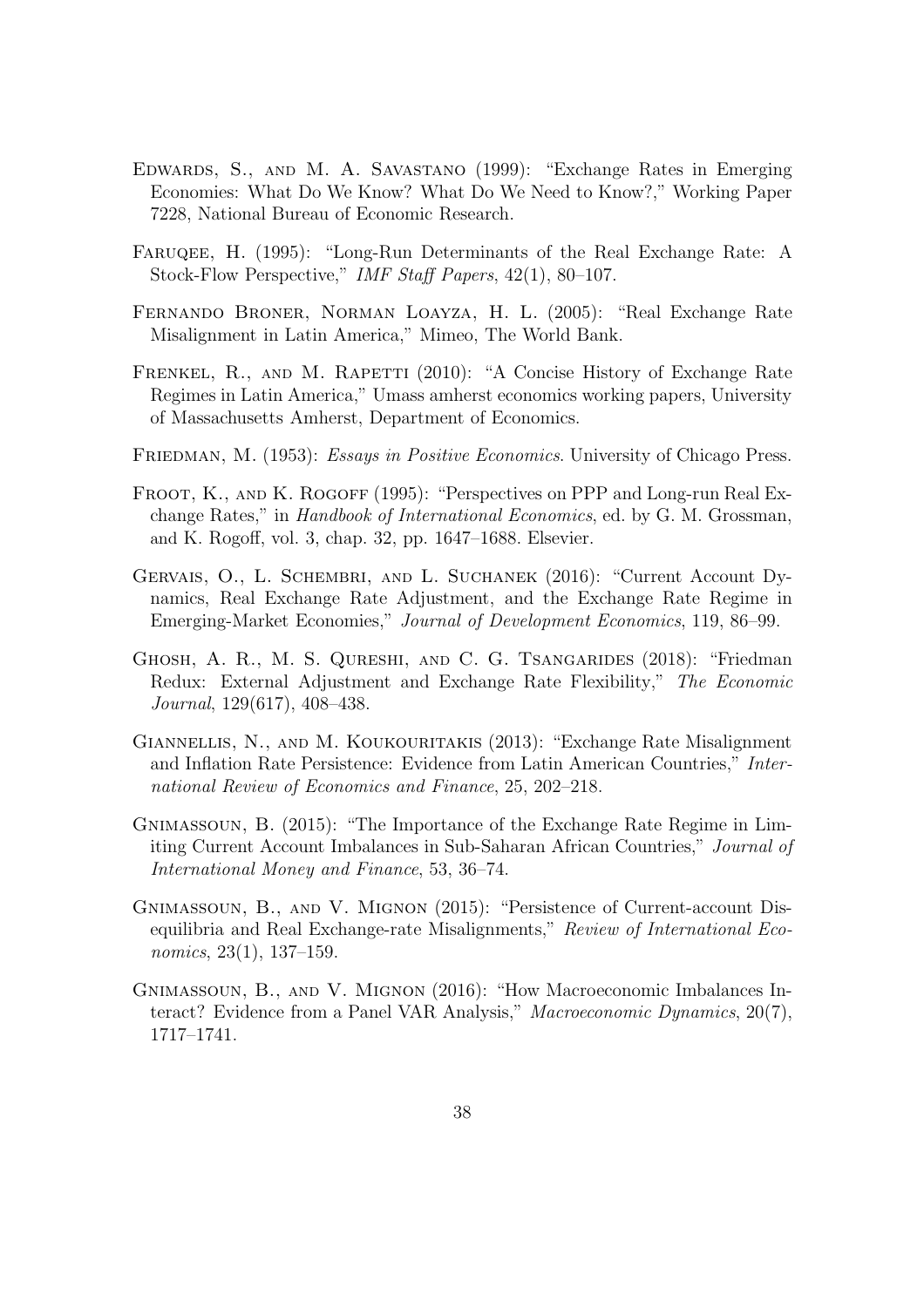Edwards, S., and M. A. Savastano (1999): "Exchange Rates in Emerging Economies: What Do We Know? What Do We Need to Know?," Working Paper 7228, National Bureau of Economic Research.

Faruqee, H. (1995): "Long-Run Determinants of the Real Exchange Rate: A Stock-Flow Perspective," *IMF Staff Papers*, 42(1), 80–107.

Fernando Broner, Norman Loayza, H. L. (2005): "Real Exchange Rate Misalignment in Latin America," Mimeo, The World Bank.

Frenkel, R., and M. Rapetti (2010): "A Concise History of Exchange Rate Regimes in Latin America," Umass amherst economics working papers, University of Massachusetts Amherst, Department of Economics.

Friedman, M. (1953): *Essays in Positive Economics*. University of Chicago Press.

Froot, K., and K. Rogoff (1995): "Perspectives on PPP and Long-run Real Exchange Rates," in *Handbook of International Economics*, ed. by G. M. Grossman, and K. Rogoff, vol. 3, chap. 32, pp. 1647–1688. Elsevier.

Gervais, O., L. Schembri, and L. Suchanek (2016): "Current Account Dynamics, Real Exchange Rate Adjustment, and the Exchange Rate Regime in Emerging-Market Economies," *Journal of Development Economics*, 119, 86–99.

Ghosh, A. R., M. S. Qureshi, and C. G. Tsangarides (2018): "Friedman Redux: External Adjustment and Exchange Rate Flexibility," *The Economic Journal*, 129(617), 408–438.

Giannellis, N., and M. Koukouritakis (2013): "Exchange Rate Misalignment and Inflation Rate Persistence: Evidence from Latin American Countries," *International Review of Economics and Finance*, 25, 202–218.

Gnimassoun, B. (2015): "The Importance of the Exchange Rate Regime in Limiting Current Account Imbalances in Sub-Saharan African Countries," *Journal of International Money and Finance*, 53, 36–74.

Gnimassoun, B., and V. Mignon (2015): "Persistence of Current-account Disequilibria and Real Exchange-rate Misalignments," *Review of International Economics*, 23(1), 137–159.

Gnimassoun, B., and V. Mignon (2016): "How Macroeconomic Imbalances Interact? Evidence from a Panel VAR Analysis," *Macroeconomic Dynamics*, 20(7), 1717–1741.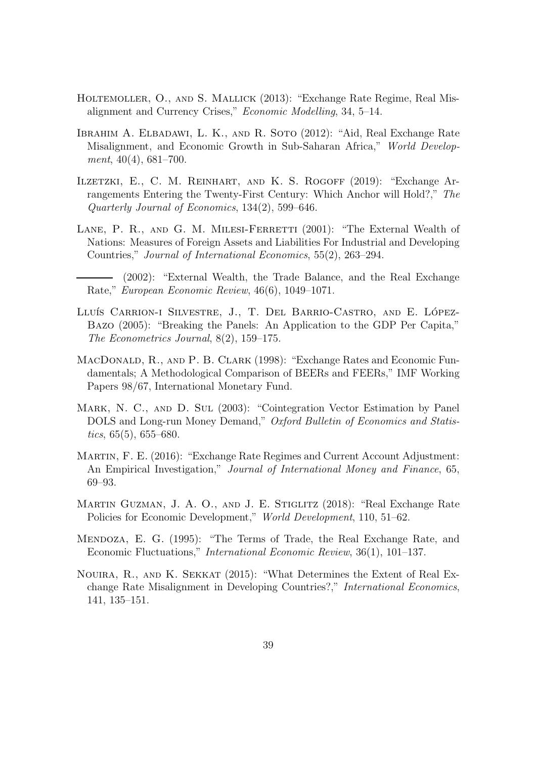Holtemoller, O., and S. Mallick (2013): "Exchange Rate Regime, Real Misalignment and Currency Crises," *Economic Modelling*, 34, 5–14.

Ibrahim A. Elbadawi, L. K., and R. Soto (2012): "Aid, Real Exchange Rate Misalignment, and Economic Growth in Sub-Saharan Africa," *World Development*, 40(4), 681–700.

Ilzetzki, E., C. M. Reinhart, and K. S. Rogoff (2019): "Exchange Arrangements Entering the Twenty-First Century: Which Anchor will Hold?," *The Quarterly Journal of Economics*, 134(2), 599–646.

Lane, P. R., and G. M. Milesi-Ferretti (2001): "The External Wealth of Nations: Measures of Foreign Assets and Liabilities For Industrial and Developing Countries," *Journal of International Economics*, 55(2), 263–294.

——— (2002): "External Wealth, the Trade Balance, and the Real Exchange Rate," *European Economic Review*, 46(6), 1049–1071.

Lluís Carrion-i Silvestre, J., T. Del Barrio-Castro, and E. López-Bazo (2005): "Breaking the Panels: An Application to the GDP Per Capita," *The Econometrics Journal*, 8(2), 159–175.

MacDonald, R., and P. B. Clark (1998): "Exchange Rates and Economic Fundamentals; A Methodological Comparison of BEERs and FEERs," IMF Working Papers 98/67, International Monetary Fund.

Mark, N. C., and D. Sul (2003): "Cointegration Vector Estimation by Panel DOLS and Long-run Money Demand," *Oxford Bulletin of Economics and Statistics*, 65(5), 655–680.

Martin, F. E. (2016): "Exchange Rate Regimes and Current Account Adjustment: An Empirical Investigation," *Journal of International Money and Finance*, 65, 69–93.

Martin Guzman, J. A. O., and J. E. Stiglitz (2018): "Real Exchange Rate Policies for Economic Development," *World Development*, 110, 51–62.

Mendoza, E. G. (1995): "The Terms of Trade, the Real Exchange Rate, and Economic Fluctuations," *International Economic Review*, 36(1), 101–137.

Nouira, R., and K. Sekkat (2015): "What Determines the Extent of Real Exchange Rate Misalignment in Developing Countries?," *International Economics*, 141, 135–151.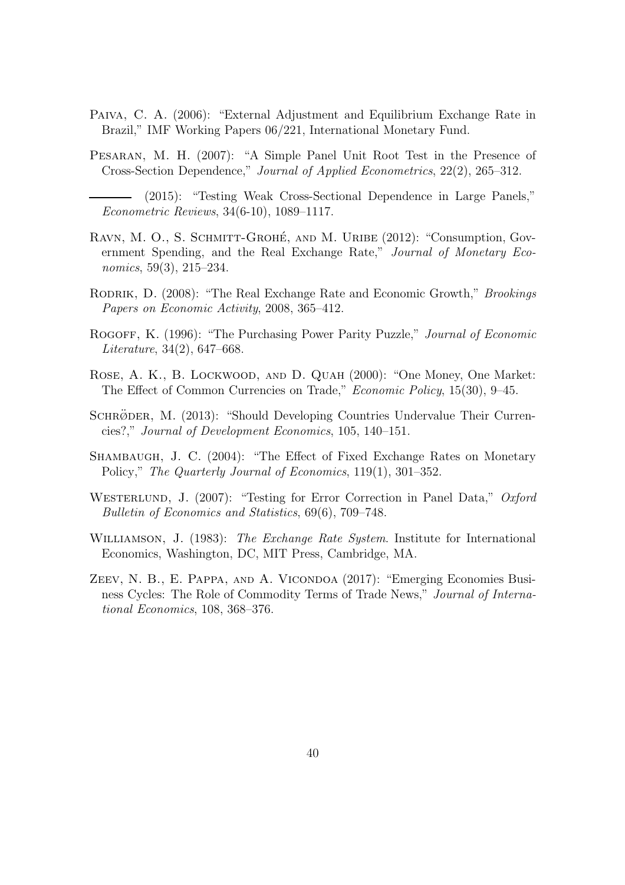Paiva, C. A. (2006): "External Adjustment and Equilibrium Exchange Rate in Brazil," IMF Working Papers 06/221, International Monetary Fund.

Pesaran, M. H. (2007): "A Simple Panel Unit Root Test in the Presence of Cross-Section Dependence," *Journal of Applied Econometrics*, 22(2), 265–312.

——— (2015): "Testing Weak Cross-Sectional Dependence in Large Panels," *Econometric Reviews*, 34(6-10), 1089–1117.

Ravn, M. O., S. Schmitt-Grohé, and M. Uribe (2012): "Consumption, Government Spending, and the Real Exchange Rate," *Journal of Monetary Economics*, 59(3), 215–234.

Rodrik, D. (2008): "The Real Exchange Rate and Economic Growth," *Brookings Papers on Economic Activity*, 2008, 365–412.

Rogoff, K. (1996): "The Purchasing Power Parity Puzzle," *Journal of Economic Literature*, 34(2), 647–668.

Rose, A. K., B. Lockwood, and D. Quah (2000): "One Money, One Market: The Effect of Common Currencies on Trade," *Economic Policy*, 15(30), 9–45.

Schröder, M. (2013): "Should Developing Countries Undervalue Their Currencies?," *Journal of Development Economics*, 105, 140–151.

Shambaugh, J. C. (2004): "The Effect of Fixed Exchange Rates on Monetary Policy," *The Quarterly Journal of Economics*, 119(1), 301–352.

Westerlund, J. (2007): "Testing for Error Correction in Panel Data," *Oxford Bulletin of Economics and Statistics*, 69(6), 709–748.

Williamson, J. (1983): *The Exchange Rate System*. Institute for International Economics, Washington, DC, MIT Press, Cambridge, MA.

Zeev, N. B., E. Pappa, and A. Vicondoa (2017): "Emerging Economies Business Cycles: The Role of Commodity Terms of Trade News," *Journal of International Economics*, 108, 368–376.